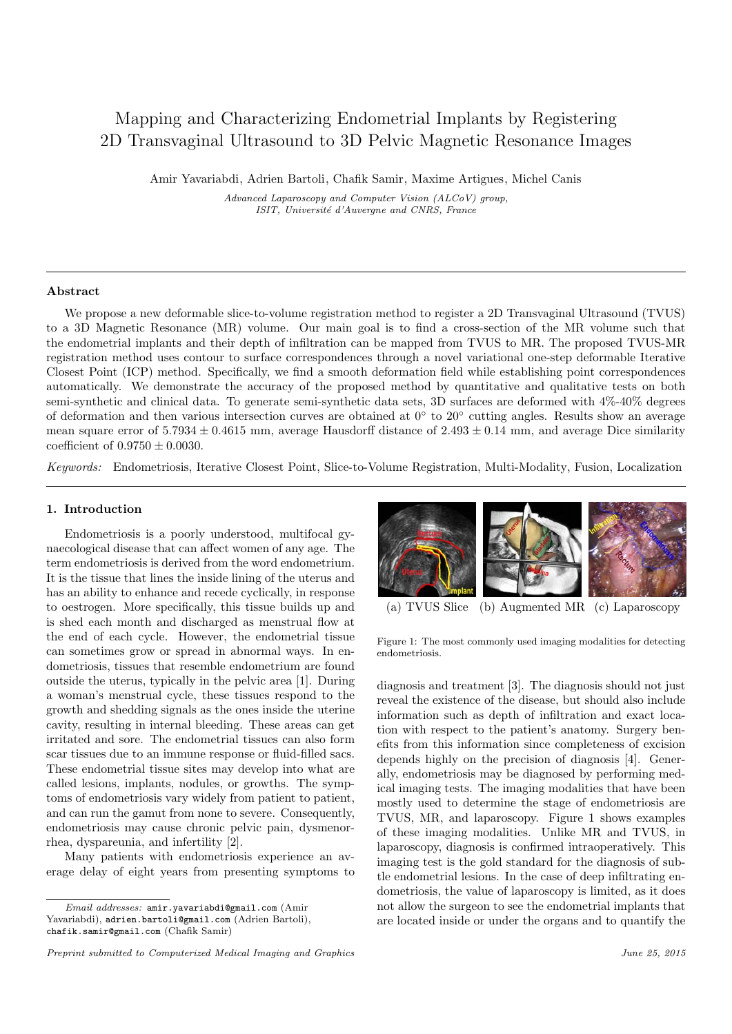# Mapping and Characterizing Endometrial Implants by Registering 2D Transvaginal Ultrasound to 3D Pelvic Magnetic Resonance Images

Amir Yavariabdi, Adrien Bartoli, Chafik Samir, Maxime Artigues, Michel Canis

*Advanced Laparoscopy and Computer Vision (ALCoV) group, ISIT, Université d'Auvergne and CNRS, France*

---

## Abstract

We propose a new deformable slice-to-volume registration method to register a 2D Transvaginal Ultrasound (TVUS) to a 3D Magnetic Resonance (MR) volume. Our main goal is to find a cross-section of the MR volume such that the endometrial implants and their depth of infiltration can be mapped from TVUS to MR. The proposed TVUS-MR registration method uses contour to surface correspondences through a novel variational one-step deformable Iterative Closest Point (ICP) method. Specifically, we find a smooth deformation field while establishing point correspondences automatically. We demonstrate the accuracy of the proposed method by quantitative and qualitative tests on both semi-synthetic and clinical data. To generate semi-synthetic data sets, 3D surfaces are deformed with 4%-40% degrees of deformation and then various intersection curves are obtained at $0°$ to $20°$ cutting angles. Results show an average mean square error of $5.7934 \pm 0.4615$ mm, average Hausdorff distance of $2.493 \pm 0.14$ mm, and average Dice similarity coefficient of $0.9750 \pm 0.0030$.

*Keywords:* Endometriosis, Iterative Closest Point, Slice-to-Volume Registration, Multi-Modality, Fusion, Localization

---

## 1. Introduction

Endometriosis is a poorly understood, multifocal gynaecological disease that can affect women of any age. The term endometriosis is derived from the word endometrium. It is the tissue that lines the inside lining of the uterus and has an ability to enhance and recede cyclically, in response to oestrogen. More specifically, this tissue builds up and is shed each month and discharged as menstrual flow at the end of each cycle. However, the endometrial tissue can sometimes grow or spread in abnormal ways. In endometriosis, tissues that resemble endometrium are found outside the uterus, typically in the pelvic area [1]. During a woman's menstrual cycle, these tissues respond to the growth and shedding signals as the ones inside the uterine cavity, resulting in internal bleeding. These areas can get irritated and sore. The endometrial tissues can also form scar tissues due to an immune response or fluid-filled sacs. These endometrial tissue sites may develop into what are called lesions, implants, nodules, or growths. The symptoms of endometriosis vary widely from patient to patient, and can run the gamut from none to severe. Consequently, endometriosis may cause chronic pelvic pain, dysmenorrhea, dyspareunia, and infertility [2].

Many patients with endometriosis experience an average delay of eight years from presenting symptoms to diagnosis and treatment [3]. The diagnosis should not just reveal the existence of the disease, but should also include information such as depth of infiltration and exact location with respect to the patient's anatomy. Surgery benefits from this information since completeness of excision depends highly on the precision of diagnosis [4]. Generally, endometriosis may be diagnosed by performing medical imaging tests. The imaging modalities that have been mostly used to determine the stage of endometriosis are TVUS, MR, and laparoscopy. Figure 1 shows examples of these imaging modalities. Unlike MR and TVUS, in laparoscopy, diagnosis is confirmed intraoperatively. This imaging test is the gold standard for the diagnosis of subtle endometrial lesions. In the case of deep infiltrating endometriosis, the value of laparoscopy is limited, as it does not allow the surgeon to see the endometrial implants that are located inside or under the organs and to quantify the

(a) TVUS Slice (b) Augmented MR (c) Laparoscopy

Figure 1: The most commonly used imaging modalities for detecting endometriosis.

*Email addresses:* amir.yavariabdi@gmail.com (Amir Yavariabdi), adrien.bartoli@gmail.com (Adrien Bartoli), chafik.samir@gmail.com (Chafik Samir)

*Preprint submitted to Computerized Medical Imaging and Graphics* June 25, 2015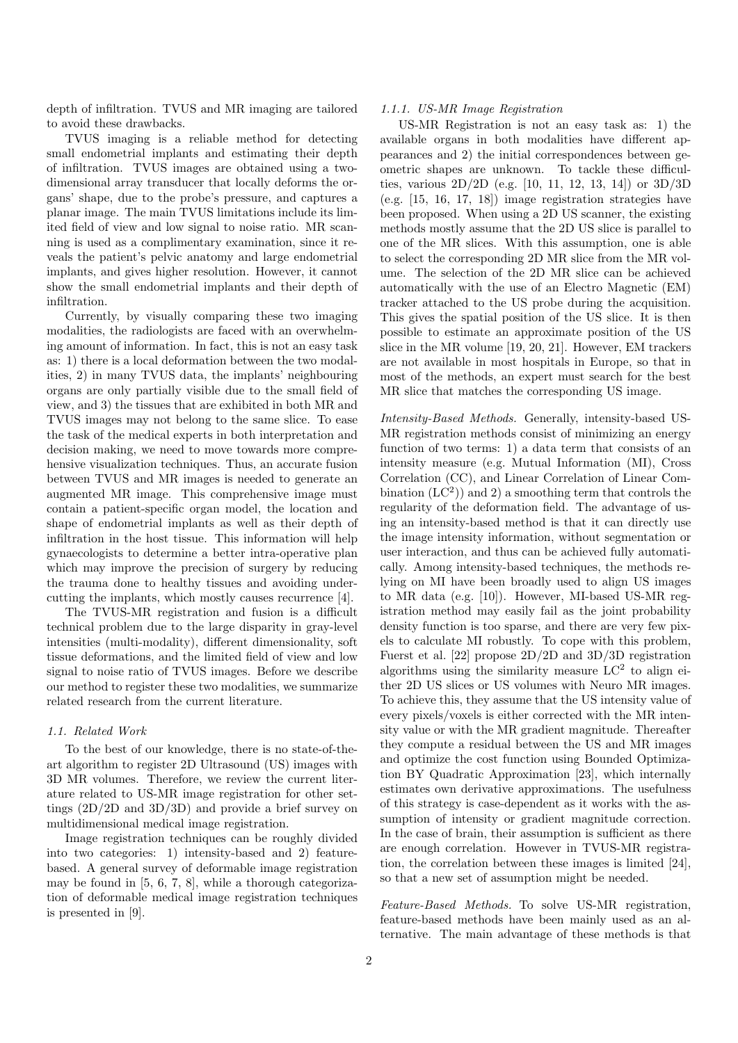depth of infiltration. TVUS and MR imaging are tailored to avoid these drawbacks.

TVUS imaging is a reliable method for detecting small endometrial implants and estimating their depth of infiltration. TVUS images are obtained using a two-dimensional array transducer that locally deforms the organs' shape, due to the probe's pressure, and captures a planar image. The main TVUS limitations include its limited field of view and low signal to noise ratio. MR scanning is used as a complimentary examination, since it reveals the patient's pelvic anatomy and large endometrial implants, and gives higher resolution. However, it cannot show the small endometrial implants and their depth of infiltration.

Currently, by visually comparing these two imaging modalities, the radiologists are faced with an overwhelming amount of information. In fact, this is not an easy task as: 1) there is a local deformation between the two modalities, 2) in many TVUS data, the implants' neighbouring organs are only partially visible due to the small field of view, and 3) the tissues that are exhibited in both MR and TVUS images may not belong to the same slice. To ease the task of the medical experts in both interpretation and decision making, we need to move towards more comprehensive visualization techniques. Thus, an accurate fusion between TVUS and MR images is needed to generate an augmented MR image. This comprehensive image must contain a patient-specific organ model, the location and shape of endometrial implants as well as their depth of infiltration in the host tissue. This information will help gynaecologists to determine a better intra-operative plan which may improve the precision of surgery by reducing the trauma done to healthy tissues and avoiding undercutting the implants, which mostly causes recurrence [4].

The TVUS-MR registration and fusion is a difficult technical problem due to the large disparity in gray-level intensities (multi-modality), different dimensionality, soft tissue deformations, and the limited field of view and low signal to noise ratio of TVUS images. Before we describe our method to register these two modalities, we summarize related research from the current literature.

### 1.1. Related Work

To the best of our knowledge, there is no state-of-the-art algorithm to register 2D Ultrasound (US) images with 3D MR volumes. Therefore, we review the current literature related to US-MR image registration for other settings (2D/2D and 3D/3D) and provide a brief survey on multidimensional medical image registration.

Image registration techniques can be roughly divided into two categories: 1) intensity-based and 2) feature-based. A general survey of deformable image registration may be found in [5, 6, 7, 8], while a thorough categorization of deformable medical image registration techniques is presented in [9].

#### 1.1.1. US-MR Image Registration

US-MR Registration is not an easy task as: 1) the available organs in both modalities have different appearances and 2) the initial correspondences between geometric shapes are unknown. To tackle these difficulties, various 2D/2D (e.g. [10, 11, 12, 13, 14]) or 3D/3D (e.g. [15, 16, 17, 18]) image registration strategies have been proposed. When using a 2D US scanner, the existing methods mostly assume that the 2D US slice is parallel to one of the MR slices. With this assumption, one is able to select the corresponding 2D MR slice from the MR volume. The selection of the 2D MR slice can be achieved automatically with the use of an Electro Magnetic (EM) tracker attached to the US probe during the acquisition. This gives the spatial position of the US slice. It is then possible to estimate an approximate position of the US slice in the MR volume [19, 20, 21]. However, EM trackers are not available in most hospitals in Europe, so that in most of the methods, an expert must search for the best MR slice that matches the corresponding US image.

*Intensity-Based Methods.* Generally, intensity-based US-MR registration methods consist of minimizing an energy function of two terms: 1) a data term that consists of an intensity measure (e.g. Mutual Information (MI), Cross Correlation (CC), and Linear Correlation of Linear Combination ($LC^2$)) and 2) a smoothing term that controls the regularity of the deformation field. The advantage of using an intensity-based method is that it can directly use the image intensity information, without segmentation or user interaction, and thus can be achieved fully automatically. Among intensity-based techniques, the methods relying on MI have been broadly used to align US images to MR data (e.g. [10]). However, MI-based US-MR registration method may easily fail as the joint probability density function is too sparse, and there are very few pixels to calculate MI robustly. To cope with this problem, Fuerst et al. [22] propose 2D/2D and 3D/3D registration algorithms using the similarity measure $LC^2$ to align either 2D US slices or US volumes with Neuro MR images. To achieve this, they assume that the US intensity value of every pixels/voxels is either corrected with the MR intensity value or with the MR gradient magnitude. Thereafter they compute a residual between the US and MR images and optimize the cost function using Bounded Optimization BY Quadratic Approximation [23], which internally estimates own derivative approximations. The usefulness of this strategy is case-dependent as it works with the assumption of intensity or gradient magnitude correction. In the case of brain, their assumption is sufficient as there are enough correlation. However in TVUS-MR registration, the correlation between these images is limited [24], so that a new set of assumption might be needed.

*Feature-Based Methods.* To solve US-MR registration, feature-based methods have been mainly used as an alternative. The main advantage of these methods is that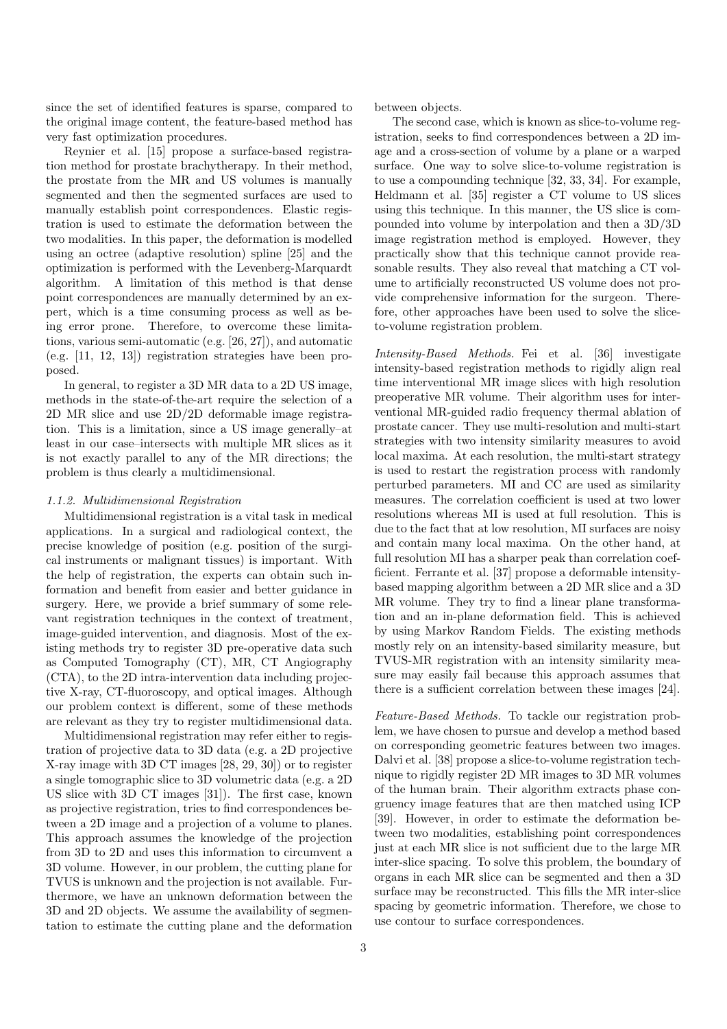since the set of identified features is sparse, compared to the original image content, the feature-based method has very fast optimization procedures.

Reynier et al. [15] propose a surface-based registration method for prostate brachytherapy. In their method, the prostate from the MR and US volumes is manually segmented and then the segmented surfaces are used to manually establish point correspondences. Elastic registration is used to estimate the deformation between the two modalities. In this paper, the deformation is modelled using an octree (adaptive resolution) spline [25] and the optimization is performed with the Levenberg-Marquardt algorithm. A limitation of this method is that dense point correspondences are manually determined by an expert, which is a time consuming process as well as being error prone. Therefore, to overcome these limitations, various semi-automatic (e.g. [26, 27]), and automatic (e.g. [11, 12, 13]) registration strategies have been proposed.

In general, to register a 3D MR data to a 2D US image, methods in the state-of-the-art require the selection of a 2D MR slice and use 2D/2D deformable image registration. This is a limitation, since a US image generally–at least in our case–intersects with multiple MR slices as it is not exactly parallel to any of the MR directions; the problem is thus clearly a multidimensional.

#### *1.1.2. Multidimensional Registration*

Multidimensional registration is a vital task in medical applications. In a surgical and radiological context, the precise knowledge of position (e.g. position of the surgical instruments or malignant tissues) is important. With the help of registration, the experts can obtain such information and benefit from easier and better guidance in surgery. Here, we provide a brief summary of some relevant registration techniques in the context of treatment, image-guided intervention, and diagnosis. Most of the existing methods try to register 3D pre-operative data such as Computed Tomography (CT), MR, CT Angiography (CTA), to the 2D intra-intervention data including projective X-ray, CT-fluoroscopy, and optical images. Although our problem context is different, some of these methods are relevant as they try to register multidimensional data.

Multidimensional registration may refer either to registration of projective data to 3D data (e.g. a 2D projective X-ray image with 3D CT images [28, 29, 30]) or to register a single tomographic slice to 3D volumetric data (e.g. a 2D US slice with 3D CT images [31]). The first case, known as projective registration, tries to find correspondences between a 2D image and a projection of a volume to planes. This approach assumes the knowledge of the projection from 3D to 2D and uses this information to circumvent a 3D volume. However, in our problem, the cutting plane for TVUS is unknown and the projection is not available. Furthermore, we have an unknown deformation between the 3D and 2D objects. We assume the availability of segmentation to estimate the cutting plane and the deformation between objects.

The second case, which is known as slice-to-volume registration, seeks to find correspondences between a 2D image and a cross-section of volume by a plane or a warped surface. One way to solve slice-to-volume registration is to use a compounding technique [32, 33, 34]. For example, Heldmann et al. [35] register a CT volume to US slices using this technique. In this manner, the US slice is compounded into volume by interpolation and then a 3D/3D image registration method is employed. However, they practically show that this technique cannot provide reasonable results. They also reveal that matching a CT volume to artificially reconstructed US volume does not provide comprehensive information for the surgeon. Therefore, other approaches have been used to solve the slice-to-volume registration problem.

*Intensity-Based Methods.* Fei et al. [36] investigate intensity-based registration methods to rigidly align real time interventional MR image slices with high resolution preoperative MR volume. Their algorithm uses for interventional MR-guided radio frequency thermal ablation of prostate cancer. They use multi-resolution and multi-start strategies with two intensity similarity measures to avoid local maxima. At each resolution, the multi-start strategy is used to restart the registration process with randomly perturbed parameters. MI and CC are used as similarity measures. The correlation coefficient is used at two lower resolutions whereas MI is used at full resolution. This is due to the fact that at low resolution, MI surfaces are noisy and contain many local maxima. On the other hand, at full resolution MI has a sharper peak than correlation coefficient. Ferrante et al. [37] propose a deformable intensity-based mapping algorithm between a 2D MR slice and a 3D MR volume. They try to find a linear plane transformation and an in-plane deformation field. This is achieved by using Markov Random Fields. The existing methods mostly rely on an intensity-based similarity measure, but TVUS-MR registration with an intensity similarity measure may easily fail because this approach assumes that there is a sufficient correlation between these images [24].

*Feature-Based Methods.* To tackle our registration problem, we have chosen to pursue and develop a method based on corresponding geometric features between two images. Dalvi et al. [38] propose a slice-to-volume registration technique to rigidly register 2D MR images to 3D MR volumes of the human brain. Their algorithm extracts phase congruency image features that are then matched using ICP [39]. However, in order to estimate the deformation between two modalities, establishing point correspondences just at each MR slice is not sufficient due to the large MR inter-slice spacing. To solve this problem, the boundary of organs in each MR slice can be segmented and then a 3D surface may be reconstructed. This fills the MR inter-slice spacing by geometric information. Therefore, we chose to use contour to surface correspondences.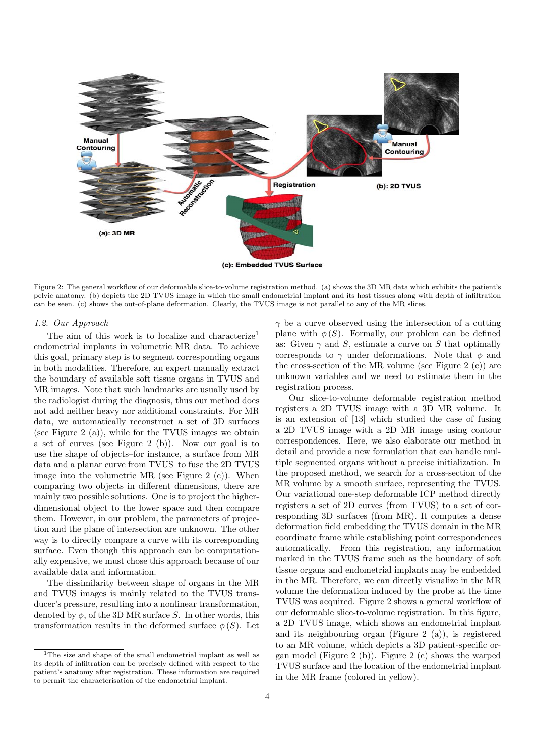Figure 2: The general workflow of our deformable slice-to-volume registration method. (a) shows the 3D MR data which exhibits the patient's pelvic anatomy. (b) depicts the 2D TVUS image in which the small endometrial implant and its host tissues along with depth of infiltration can be seen. (c) shows the out-of-plane deformation. Clearly, the TVUS image is not parallel to any of the MR slices.

### 1.2. Our Approach

The aim of this work is to localize and characterize[1] endometrial implants in volumetric MR data. To achieve this goal, primary step is to segment corresponding organs in both modalities. Therefore, an expert manually extract the boundary of available soft tissue organs in TVUS and MR images. Note that such landmarks are usually used by the radiologist during the diagnosis, thus our method does not add neither heavy nor additional constraints. For MR data, we automatically reconstruct a set of 3D surfaces (see Figure 2 (a)), while for the TVUS images we obtain a set of curves (see Figure 2 (b)). Now our goal is to use the shape of objects–for instance, a surface from MR data and a planar curve from TVUS–to fuse the 2D TVUS image into the volumetric MR (see Figure 2 (c)). When comparing two objects in different dimensions, there are mainly two possible solutions. One is to project the higher-dimensional object to the lower space and then compare them. However, in our problem, the parameters of projection and the plane of intersection are unknown. The other way is to directly compare a curve with its corresponding surface. Even though this approach can be computationally expensive, we must chose this approach because of our available data and information.

The dissimilarity between shape of organs in the MR and TVUS images is mainly related to the TVUS transducer's pressure, resulting into a nonlinear transformation, denoted by $\phi$, of the 3D MR surface $S$. In other words, this transformation results in the deformed surface $\phi(S)$. Let $\gamma$ be a curve observed using the intersection of a cutting plane with $\phi(S)$. Formally, our problem can be defined as: Given $\gamma$ and $S$, estimate a curve on $S$ that optimally corresponds to $\gamma$ under deformations. Note that $\phi$ and the cross-section of the MR volume (see Figure 2 (c)) are unknown variables and we need to estimate them in the registration process.

Our slice-to-volume deformable registration method registers a 2D TVUS image with a 3D MR volume. It is an extension of [13] which studied the case of fusing a 2D TVUS image with a 2D MR image using contour correspondences. Here, we also elaborate our method in detail and provide a new formulation that can handle multiple segmented organs without a precise initialization. In the proposed method, we search for a cross-section of the MR volume by a smooth surface, representing the TVUS. Our variational one-step deformable ICP method directly registers a set of 2D curves (from TVUS) to a set of corresponding 3D surfaces (from MR). It computes a dense deformation field embedding the TVUS domain in the MR coordinate frame while establishing point correspondences automatically. From this registration, any information marked in the TVUS frame such as the boundary of soft tissue organs and endometrial implants may be embedded in the MR. Therefore, we can directly visualize in the MR volume the deformation induced by the probe at the time TVUS was acquired. Figure 2 shows a general workflow of our deformable slice-to-volume registration. In this figure, a 2D TVUS image, which shows an endometrial implant and its neighbouring organ (Figure 2 (a)), is registered to an MR volume, which depicts a 3D patient-specific organ model (Figure 2 (b)). Figure 2 (c) shows the warped TVUS surface and the location of the endometrial implant in the MR frame (colored in yellow).

[1] The size and shape of the small endometrial implant as well as its depth of infiltration can be precisely defined with respect to the patient's anatomy after registration. These information are required to permit the characterisation of the endometrial implant.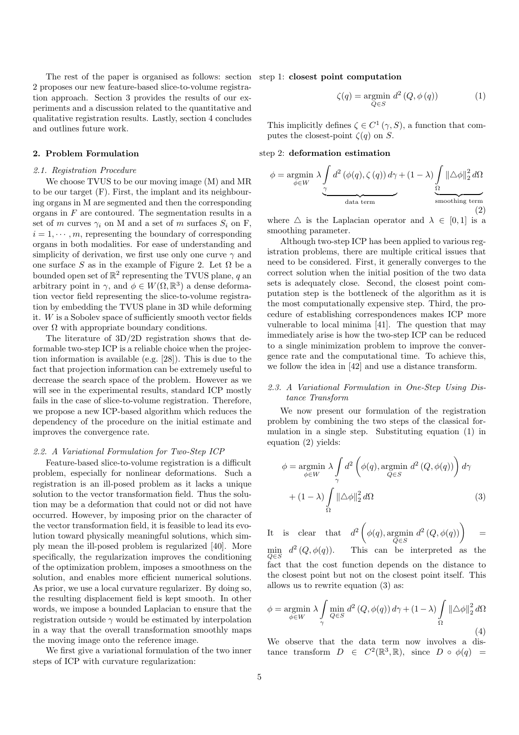The rest of the paper is organised as follows: section 2 proposes our new feature-based slice-to-volume registration approach. Section 3 provides the results of our experiments and a discussion related to the quantitative and qualitative registration results. Lastly, section 4 concludes and outlines future work.

## 2. Problem Formulation

### 2.1. Registration Procedure

We choose TVUS to be our moving image (M) and MR to be our target (F). First, the implant and its neighbouring organs in M are segmented and then the corresponding organs in $F$ are contoured. The segmentation results in a set of $m$ curves $\gamma_i$ on M and a set of $m$ surfaces $S_i$ on F, $i = 1, \cdots, m$, representing the boundary of corresponding organs in both modalities. For ease of understanding and simplicity of derivation, we first use only one curve $\gamma$ and one surface $S$ as in the example of Figure 2. Let $\Omega$ be a bounded open set of $\mathbb{R}^2$ representing the TVUS plane, $q$ an arbitrary point in $\gamma$, and $\phi \in W(\Omega, \mathbb{R}^3)$ a dense deformation vector field representing the slice-to-volume registration by embedding the TVUS plane in 3D while deforming it. $W$ is a Sobolev space of sufficiently smooth vector fields over $\Omega$ with appropriate boundary conditions.

The literature of 3D/2D registration shows that deformable two-step ICP is a reliable choice when the projection information is available (e.g. [28]). This is due to the fact that projection information can be extremely useful to decrease the search space of the problem. However as we will see in the experimental results, standard ICP mostly fails in the case of slice-to-volume registration. Therefore, we propose a new ICP-based algorithm which reduces the dependency of the procedure on the initial estimate and improves the convergence rate.

### 2.2. A Variational Formulation for Two-Step ICP

Feature-based slice-to-volume registration is a difficult problem, especially for nonlinear deformations. Such a registration is an ill-posed problem as it lacks a unique solution to the vector transformation field. Thus the solution may be a deformation that could not or did not have occurred. However, by imposing prior on the character of the vector transformation field, it is feasible to lead its evolution toward physically meaningful solutions, which simply mean the ill-posed problem is regularized [40]. More specifically, the regularization improves the conditioning of the optimization problem, imposes a smoothness on the solution, and enables more efficient numerical solutions. As prior, we use a local curvature regularizer. By doing so, the resulting displacement field is kept smooth. In other words, we impose a bounded Laplacian to ensure that the registration outside $\gamma$ would be estimated by interpolation in a way that the overall transformation smoothly maps the moving image onto the reference image.

We first give a variational formulation of the two inner steps of ICP with curvature regularization:

step 1: **closest point computation**

$$\zeta(q) = \underset{Q \in S}{\operatorname{argmin}}\ d^2\left(Q, \phi\left(q\right)\right) \tag{1}$$

This implicitly defines $\zeta \in C^1\left(\gamma, S\right)$, a function that computes the closest-point $\zeta(q)$ on $S$.

step 2: **deformation estimation**

$$\phi = \underset{\phi \in W}{\operatorname{argmin}}\ \underbrace{\lambda \int_{\gamma} d^2\left(\phi(q), \zeta\left(q\right)\right) d\gamma}_{\text{data term}} + \underbrace{(1-\lambda) \int_{\Omega} \left\|\triangle \phi\right\|_2^2 d\Omega}_{\text{smoothing term}} \tag{2}$$

where $\triangle$ is the Laplacian operator and $\lambda \in [0,1]$ is a smoothing parameter.

Although two-step ICP has been applied to various registration problems, there are multiple critical issues that need to be considered. First, it generally converges to the correct solution when the initial position of the two data sets is adequately close. Second, the closest point computation step is the bottleneck of the algorithm as it is the most computationally expensive step. Third, the procedure of establishing correspondences makes ICP more vulnerable to local minima [41]. The question that may immediately arise is how the two-step ICP can be reduced to a single minimization problem to improve the convergence rate and the computational time. To achieve this, we follow the idea in [42] and use a distance transform.

### 2.3. A Variational Formulation in One-Step Using Distance Transform

We now present our formulation of the registration problem by combining the two steps of the classical formulation in a single step. Substituting equation (1) in equation (2) yields:

$$\begin{aligned}\phi = \underset{\phi \in W}{\operatorname{argmin}}\ \lambda \int_{\gamma} d^2\left(\phi(q), \underset{Q \in S}{\operatorname{argmin}}\ d^2\left(Q, \phi(q)\right)\right) d\gamma \\ + (1-\lambda) \int_{\Omega} \left\|\triangle \phi\right\|_2^2 d\Omega\end{aligned} \tag{3}$$

It is clear that $d^2\left(\phi(q), \underset{Q \in S}{\operatorname{argmin}}\ d^2\left(Q, \phi(q)\right)\right) = \min_{Q \in S}\ d^2\left(Q, \phi(q)\right)$. This can be interpreted as the fact that the cost function depends on the distance to the closest point but not on the closest point itself. This allows us to rewrite equation (3) as:

$$\phi = \underset{\phi \in W}{\operatorname{argmin}}\ \lambda \int_{\gamma} \min_{Q \in S} d^2\left(Q, \phi(q)\right) d\gamma + (1-\lambda) \int_{\Omega} \left\|\triangle \phi\right\|_2^2 d\Omega \tag{4}$$

We observe that the data term now involves a distance transform $D \in C^2(\mathbb{R}^3, \mathbb{R})$, since $D \circ \phi(q) =$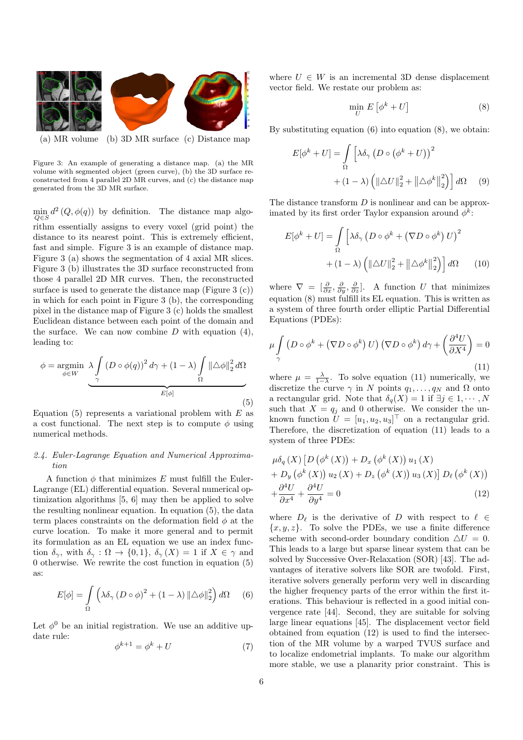(a) MR volume (b) 3D MR surface (c) Distance map

Figure 3: An example of generating a distance map. (a) the MR volume with segmented object (green curve), (b) the 3D surface reconstructed from 4 parallel 2D MR curves, and (c) the distance map generated from the 3D MR surface.

$\min_{Q \in S} d^2(Q, \phi(q))$ by definition. The distance map algorithm essentially assigns to every voxel (grid point) the distance to its nearest point. This is extremely efficient, fast and simple. Figure 3 is an example of distance map. Figure 3 (a) shows the segmentation of 4 axial MR slices. Figure 3 (b) illustrates the 3D surface reconstructed from those 4 parallel 2D MR curves. Then, the reconstructed surface is used to generate the distance map (Figure 3 (c)) in which for each point in Figure 3 (b), the corresponding pixel in the distance map of Figure 3 (c) holds the smallest Euclidean distance between each point of the domain and the surface. We can now combine $D$ with equation (4), leading to:

$$\phi = \underset{\phi \in W}{\operatorname{argmin}} \underbrace{\lambda \int_{\gamma} (D \circ \phi(q))^2 \, d\gamma + (1-\lambda) \int_{\Omega} \|\triangle \phi\|_2^2 \, d\Omega}_{E[\phi]} \tag{5}$$

Equation (5) represents a variational problem with $E$ as a cost functional. The next step is to compute $\phi$ using numerical methods.

### 2.4. Euler-Lagrange Equation and Numerical Approximation

A function $\phi$ that minimizes $E$ must fulfill the Euler-Lagrange (EL) differential equation. Several numerical optimization algorithms [5, 6] may then be applied to solve the resulting nonlinear equation. In equation (5), the data term places constraints on the deformation field $\phi$ at the curve location. To make it more general and to permit its formulation as an EL equation we use an index function $\delta_\gamma$, with $\delta_\gamma : \Omega \to \{0, 1\}$, $\delta_\gamma(X) = 1$ if $X \in \gamma$ and 0 otherwise. We rewrite the cost function in equation (5) as:

$$E[\phi] = \int_{\Omega} \left( \lambda \delta_\gamma (D \circ \phi)^2 + (1-\lambda) \|\triangle \phi\|_2^2 \right) d\Omega \tag{6}$$

Let $\phi^0$ be an initial registration. We use an additive update rule:

$$\phi^{k+1} = \phi^k + U \tag{7}$$

where $U \in W$ is an incremental 3D dense displacement vector field. We restate our problem as:

$$\min_{U} E\left[\phi^k + U\right] \tag{8}$$

By substituting equation (6) into equation (8), we obtain:

$$E[\phi^k + U] = \int_{\Omega} \Big[ \lambda \delta_\gamma \left( D \circ \left( \phi^k + U \right) \right)^2 + (1-\lambda) \left( \|\triangle U\|_2^2 + \|\triangle \phi^k\|_2^2 \right) \Big] d\Omega \tag{9}$$

The distance transform $D$ is nonlinear and can be approximated by its first order Taylor expansion around $\phi^k$:

$$E[\phi^k + U] = \int_{\Omega} \Big[ \lambda \delta_\gamma \left( D \circ \phi^k + \left( \nabla D \circ \phi^k \right) U \right)^2 + (1-\lambda) \left( \|\triangle U\|_2^2 + \|\triangle \phi^k\|_2^2 \right) \Big] d\Omega \tag{10}$$

where $\nabla = [\frac{\partial}{\partial x}, \frac{\partial}{\partial y}, \frac{\partial}{\partial z}]$. A function $U$ that minimizes equation (8) must fulfill its EL equation. This is written as a system of three fourth order elliptic Partial Differential Equations (PDEs):

$$\mu \int_{\gamma} \left( D \circ \phi^k + \left( \nabla D \circ \phi^k \right) U \right) \left( \nabla D \circ \phi^k \right) d\gamma + \left( \frac{\partial^4 U}{\partial X^4} \right) = 0 \tag{11}$$

where $\mu = \frac{\lambda}{1-\lambda}$. To solve equation (11) numerically, we discretize the curve $\gamma$ in $N$ points $q_1, \ldots, q_N$ and $\Omega$ onto a rectangular grid. Note that $\delta_q(X) = 1$ if $\exists j \in 1, \cdots, N$ such that $X = q_j$ and 0 otherwise. We consider the unknown function $U = [u_1, u_2, u_3]^\top$ on a rectangular grid. Therefore, the discretization of equation (11) leads to a system of three PDEs:

$$\begin{aligned}
&\mu \delta_q(X) \left[ D\left(\phi^k(X)\right) + D_x\left(\phi^k(X)\right) u_1(X) \right. \\
&\left. + D_y\left(\phi^k(X)\right) u_2(X) + D_z\left(\phi^k(X)\right) u_3(X) \right] D_\ell\left(\phi^k(X)\right) \\
&+ \frac{\partial^4 U}{\partial x^4} + \frac{\partial^4 U}{\partial y^4} = 0
\end{aligned} \tag{12}$$

where $D_\ell$ is the derivative of $D$ with respect to $\ell \in \{x, y, z\}$. To solve the PDEs, we use a finite difference scheme with second-order boundary condition $\triangle U = 0$. This leads to a large but sparse linear system that can be solved by Successive Over-Relaxation (SOR) [43]. The advantages of iterative solvers like SOR are twofold. First, iterative solvers generally perform very well in discarding the higher frequency parts of the error within the first iterations. This behaviour is reflected in a good initial convergence rate [44]. Second, they are suitable for solving large linear equations [45]. The displacement vector field obtained from equation (12) is used to find the intersection of the MR volume by a warped TVUS surface and to localize endometrial implants. To make our algorithm more stable, we use a planarity prior constraint. This is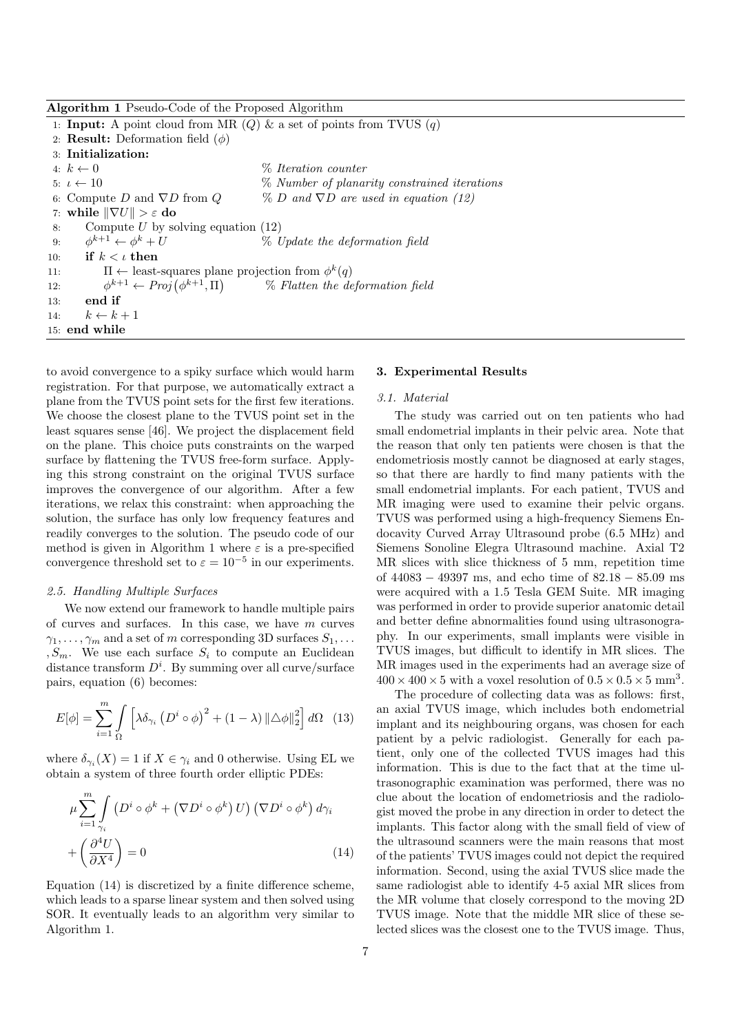**Algorithm 1** Pseudo-Code of the Proposed Algorithm

```
1: Input: A point cloud from MR (Q) & a set of points from TVUS (q)
2: Result: Deformation field (φ)
3: Initialization:
4: k ← 0                              % Iteration counter
5: ι ← 10                             % Number of planarity constrained iterations
6: Compute D and ∇D from Q            % D and ∇D are used in equation (12)
7: while ‖∇U‖ > ε do
8:     Compute U by solving equation (12)
9:     φ^{k+1} ← φ^k + U              % Update the deformation field
10:    if k < ι then
11:        Π ← least-squares plane projection from φ^k(q)
12:        φ^{k+1} ← Proj(φ^{k+1}, Π)    % Flatten the deformation field
13:    end if
14:    k ← k + 1
15: end while
```

to avoid convergence to a spiky surface which would harm registration. For that purpose, we automatically extract a plane from the TVUS point sets for the first few iterations. We choose the closest plane to the TVUS point set in the least squares sense [46]. We project the displacement field on the plane. This choice puts constraints on the warped surface by flattening the TVUS free-form surface. Applying this strong constraint on the original TVUS surface improves the convergence of our algorithm. After a few iterations, we relax this constraint: when approaching the solution, the surface has only low frequency features and readily converges to the solution. The pseudo code of our method is given in Algorithm 1 where $\varepsilon$ is a pre-specified convergence threshold set to $\varepsilon = 10^{-5}$ in our experiments.

### 2.5. Handling Multiple Surfaces

We now extend our framework to handle multiple pairs of curves and surfaces. In this case, we have $m$ curves $\gamma_1, \ldots, \gamma_m$ and a set of $m$ corresponding 3D surfaces $S_1, \ldots, S_m$. We use each surface $S_i$ to compute an Euclidean distance transform $D^i$. By summing over all curve/surface pairs, equation (6) becomes:

$$E[\phi] = \sum_{i=1}^{m} \int_{\Omega} \left[ \lambda \delta_{\gamma_i} \left( D^i \circ \phi \right)^2 + (1-\lambda) \left\| \triangle \phi \right\|_2^2 \right] d\Omega \quad (13)$$

where $\delta_{\gamma_i}(X) = 1$ if $X \in \gamma_i$ and 0 otherwise. Using EL we obtain a system of three fourth order elliptic PDEs:

$$\mu \sum_{i=1}^{m} \int_{\gamma_i} \left( D^i \circ \phi^k + \left( \nabla D^i \circ \phi^k \right) U \right) \left( \nabla D^i \circ \phi^k \right) d\gamma_i + \left( \frac{\partial^4 U}{\partial X^4} \right) = 0 \quad (14)$$

Equation (14) is discretized by a finite difference scheme, which leads to a sparse linear system and then solved using SOR. It eventually leads to an algorithm very similar to Algorithm 1.

## 3. Experimental Results

### 3.1. Material

The study was carried out on ten patients who had small endometrial implants in their pelvic area. Note that the reason that only ten patients were chosen is that the endometriosis mostly cannot be diagnosed at early stages, so that there are hardly to find many patients with the small endometrial implants. For each patient, TVUS and MR imaging were used to examine their pelvic organs. TVUS was performed using a high-frequency Siemens Endocavity Curved Array Ultrasound probe (6.5 MHz) and Siemens Sonoline Elegra Ultrasound machine. Axial T2 MR slices with slice thickness of 5 mm, repetition time of $44083 - 49397$ ms, and echo time of $82.18 - 85.09$ ms were acquired with a 1.5 Tesla GEM Suite. MR imaging was performed in order to provide superior anatomic detail and better define abnormalities found using ultrasonography. In our experiments, small implants were visible in TVUS images, but difficult to identify in MR slices. The MR images used in the experiments had an average size of $400 \times 400 \times 5$ with a voxel resolution of $0.5 \times 0.5 \times 5$ mm$^3$.

The procedure of collecting data was as follows: first, an axial TVUS image, which includes both endometrial implant and its neighbouring organs, was chosen for each patient by a pelvic radiologist. Generally for each patient, only one of the collected TVUS images had this information. This is due to the fact that at the time ultrasonographic examination was performed, there was no clue about the location of endometriosis and the radiologist moved the probe in any direction in order to detect the implants. This factor along with the small field of view of the ultrasound scanners were the main reasons that most of the patients' TVUS images could not depict the required information. Second, using the axial TVUS slice made the same radiologist able to identify 4-5 axial MR slices from the MR volume that closely correspond to the moving 2D TVUS image. Note that the middle MR slice of these selected slices was the closest one to the TVUS image. Thus,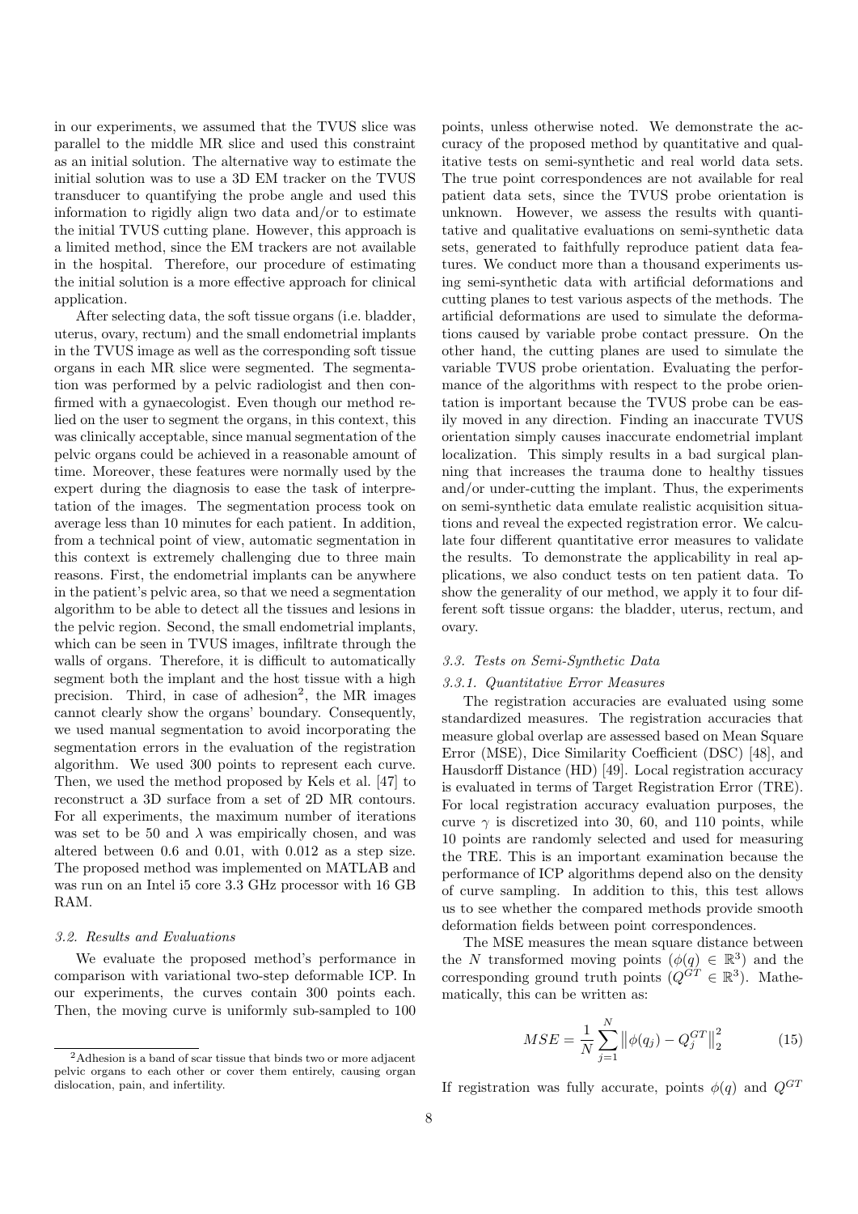in our experiments, we assumed that the TVUS slice was parallel to the middle MR slice and used this constraint as an initial solution. The alternative way to estimate the initial solution was to use a 3D EM tracker on the TVUS transducer to quantifying the probe angle and used this information to rigidly align two data and/or to estimate the initial TVUS cutting plane. However, this approach is a limited method, since the EM trackers are not available in the hospital. Therefore, our procedure of estimating the initial solution is a more effective approach for clinical application.

After selecting data, the soft tissue organs (i.e. bladder, uterus, ovary, rectum) and the small endometrial implants in the TVUS image as well as the corresponding soft tissue organs in each MR slice were segmented. The segmentation was performed by a pelvic radiologist and then confirmed with a gynaecologist. Even though our method relied on the user to segment the organs, in this context, this was clinically acceptable, since manual segmentation of the pelvic organs could be achieved in a reasonable amount of time. Moreover, these features were normally used by the expert during the diagnosis to ease the task of interpretation of the images. The segmentation process took on average less than 10 minutes for each patient. In addition, from a technical point of view, automatic segmentation in this context is extremely challenging due to three main reasons. First, the endometrial implants can be anywhere in the patient's pelvic area, so that we need a segmentation algorithm to be able to detect all the tissues and lesions in the pelvic region. Second, the small endometrial implants, which can be seen in TVUS images, infiltrate through the walls of organs. Therefore, it is difficult to automatically segment both the implant and the host tissue with a high precision. Third, in case of adhesion[2], the MR images cannot clearly show the organs' boundary. Consequently, we used manual segmentation to avoid incorporating the segmentation errors in the evaluation of the registration algorithm. We used 300 points to represent each curve. Then, we used the method proposed by Kels et al. [47] to reconstruct a 3D surface from a set of 2D MR contours. For all experiments, the maximum number of iterations was set to be 50 and $\lambda$ was empirically chosen, and was altered between 0.6 and 0.01, with 0.012 as a step size. The proposed method was implemented on MATLAB and was run on an Intel i5 core 3.3 GHz processor with 16 GB RAM.

### 3.2. Results and Evaluations

We evaluate the proposed method's performance in comparison with variational two-step deformable ICP. In our experiments, the curves contain 300 points each. Then, the moving curve is uniformly sub-sampled to 100 points, unless otherwise noted. We demonstrate the accuracy of the proposed method by quantitative and qualitative tests on semi-synthetic and real world data sets. The true point correspondences are not available for real patient data sets, since the TVUS probe orientation is unknown. However, we assess the results with quantitative and qualitative evaluations on semi-synthetic data sets, generated to faithfully reproduce patient data features. We conduct more than a thousand experiments using semi-synthetic data with artificial deformations and cutting planes to test various aspects of the methods. The artificial deformations are used to simulate the deformations caused by variable probe contact pressure. On the other hand, the cutting planes are used to simulate the variable TVUS probe orientation. Evaluating the performance of the algorithms with respect to the probe orientation is important because the TVUS probe can be easily moved in any direction. Finding an inaccurate TVUS orientation simply causes inaccurate endometrial implant localization. This simply results in a bad surgical planning that increases the trauma done to healthy tissues and/or under-cutting the implant. Thus, the experiments on semi-synthetic data emulate realistic acquisition situations and reveal the expected registration error. We calculate four different quantitative error measures to validate the results. To demonstrate the applicability in real applications, we also conduct tests on ten patient data. To show the generality of our method, we apply it to four different soft tissue organs: the bladder, uterus, rectum, and ovary.

### 3.3. Tests on Semi-Synthetic Data

#### 3.3.1. Quantitative Error Measures

The registration accuracies are evaluated using some standardized measures. The registration accuracies that measure global overlap are assessed based on Mean Square Error (MSE), Dice Similarity Coefficient (DSC) [48], and Hausdorff Distance (HD) [49]. Local registration accuracy is evaluated in terms of Target Registration Error (TRE). For local registration accuracy evaluation purposes, the curve $\gamma$ is discretized into 30, 60, and 110 points, while 10 points are randomly selected and used for measuring the TRE. This is an important examination because the performance of ICP algorithms depend also on the density of curve sampling. In addition to this, this test allows us to see whether the compared methods provide smooth deformation fields between point correspondences.

The MSE measures the mean square distance between the $N$ transformed moving points ($\phi(q) \in \mathbb{R}^3$) and the corresponding ground truth points ($Q^{GT} \in \mathbb{R}^3$). Mathematically, this can be written as:

$$MSE = \frac{1}{N} \sum_{j=1}^{N} \left\| \phi(q_j) - Q_j^{GT} \right\|_2^2 \tag{15}$$

If registration was fully accurate, points $\phi(q)$ and $Q^{GT}$

[2] Adhesion is a band of scar tissue that binds two or more adjacent pelvic organs to each other or cover them entirely, causing organ dislocation, pain, and infertility.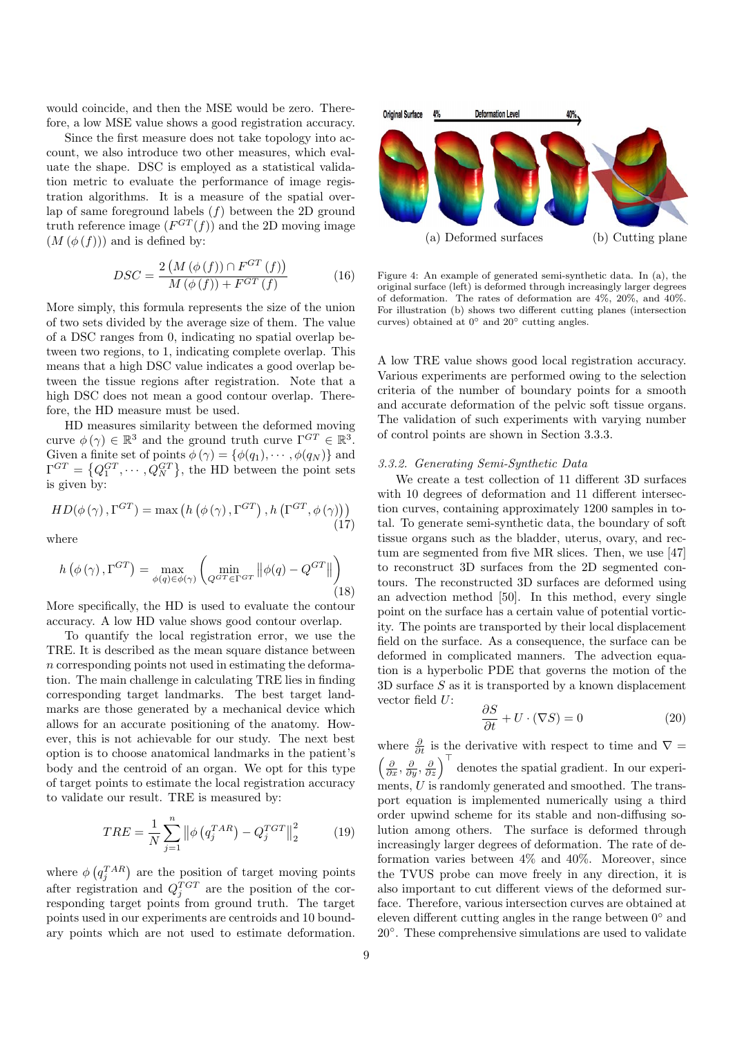would coincide, and then the MSE would be zero. Therefore, a low MSE value shows a good registration accuracy.

Since the first measure does not take topology into account, we also introduce two other measures, which evaluate the shape. DSC is employed as a statistical validation metric to evaluate the performance of image registration algorithms. It is a measure of the spatial overlap of same foreground labels ($f$) between the 2D ground truth reference image ($F^{GT}(f)$) and the 2D moving image ($M(\phi(f))$) and is defined by:

$$DSC = \frac{2\left(M\left(\phi\left(f\right)\right) \cap F^{GT}\left(f\right)\right)}{M\left(\phi\left(f\right)\right) + F^{GT}\left(f\right)} \tag{16}$$

More simply, this formula represents the size of the union of two sets divided by the average size of them. The value of a DSC ranges from 0, indicating no spatial overlap between two regions, to 1, indicating complete overlap. This means that a high DSC value indicates a good overlap between the tissue regions after registration. Note that a high DSC does not mean a good contour overlap. Therefore, the HD measure must be used.

HD measures similarity between the deformed moving curve $\phi(\gamma) \in \mathbb{R}^3$ and the ground truth curve $\Gamma^{GT} \in \mathbb{R}^3$. Given a finite set of points $\phi(\gamma) = \{\phi(q_1), \cdots, \phi(q_N)\}$ and $\Gamma^{GT} = \{Q_1^{GT}, \cdots, Q_N^{GT}\}$, the HD between the point sets is given by:

$$HD(\phi(\gamma), \Gamma^{GT}) = \max\left(h\left(\phi\left(\gamma\right), \Gamma^{GT}\right), h\left(\Gamma^{GT}, \phi\left(\gamma\right)\right)\right) \tag{17}$$

where

$$h\left(\phi\left(\gamma\right), \Gamma^{GT}\right) = \max_{\phi(q) \in \phi(\gamma)} \left( \min_{Q^{GT} \in \Gamma^{GT}} \left\| \phi(q) - Q^{GT} \right\| \right) \tag{18}$$

More specifically, the HD is used to evaluate the contour accuracy. A low HD value shows good contour overlap.

To quantify the local registration error, we use the TRE. It is described as the mean square distance between $n$ corresponding points not used in estimating the deformation. The main challenge in calculating TRE lies in finding corresponding target landmarks. The best target landmarks are those generated by a mechanical device which allows for an accurate positioning of the anatomy. However, this is not achievable for our study. The next best option is to choose anatomical landmarks in the patient's body and the centroid of an organ. We opt for this type of target points to estimate the local registration accuracy to validate our result. TRE is measured by:

$$TRE = \frac{1}{N} \sum_{j=1}^{n} \left\| \phi\left(q_j^{TAR}\right) - Q_j^{TGT} \right\|_2^2 \tag{19}$$

where $\phi\left(q_j^{TAR}\right)$ are the position of target moving points after registration and $Q_j^{TGT}$ are the position of the corresponding target points from ground truth. The target points used in our experiments are centroids and 10 boundary points which are not used to estimate deformation. A low TRE value shows good local registration accuracy. Various experiments are performed owing to the selection criteria of the number of boundary points for a smooth and accurate deformation of the pelvic soft tissue organs. The validation of such experiments with varying number of control points are shown in Section 3.3.3.

Original Surface 4% Deformation Level 40%

(a) Deformed surfaces (b) Cutting plane

Figure 4: An example of generated semi-synthetic data. In (a), the original surface (left) is deformed through increasingly larger degrees of deformation. The rates of deformation are 4%, 20%, and 40%. For illustration (b) shows two different cutting planes (intersection curves) obtained at 0° and 20° cutting angles.

### *3.3.2. Generating Semi-Synthetic Data*

We create a test collection of 11 different 3D surfaces with 10 degrees of deformation and 11 different intersection curves, containing approximately 1200 samples in total. To generate semi-synthetic data, the boundary of soft tissue organs such as the bladder, uterus, ovary, and rectum are segmented from five MR slices. Then, we use [47] to reconstruct 3D surfaces from the 2D segmented contours. The reconstructed 3D surfaces are deformed using an advection method [50]. In this method, every single point on the surface has a certain value of potential vorticity. The points are transported by their local displacement field on the surface. As a consequence, the surface can be deformed in complicated manners. The advection equation is a hyperbolic PDE that governs the motion of the 3D surface $S$ as it is transported by a known displacement vector field $U$:

$$\frac{\partial S}{\partial t} + U \cdot (\nabla S) = 0 \tag{20}$$

where $\frac{\partial}{\partial t}$ is the derivative with respect to time and $\nabla = \left(\frac{\partial}{\partial x}, \frac{\partial}{\partial y}, \frac{\partial}{\partial z}\right)^\top$ denotes the spatial gradient. In our experiments, $U$ is randomly generated and smoothed. The transport equation is implemented numerically using a third order upwind scheme for its stable and non-diffusing solution among others. The surface is deformed through increasingly larger degrees of deformation. The rate of deformation varies between 4% and 40%. Moreover, since the TVUS probe can move freely in any direction, it is also important to cut different views of the deformed surface. Therefore, various intersection curves are obtained at eleven different cutting angles in the range between 0° and 20°. These comprehensive simulations are used to validate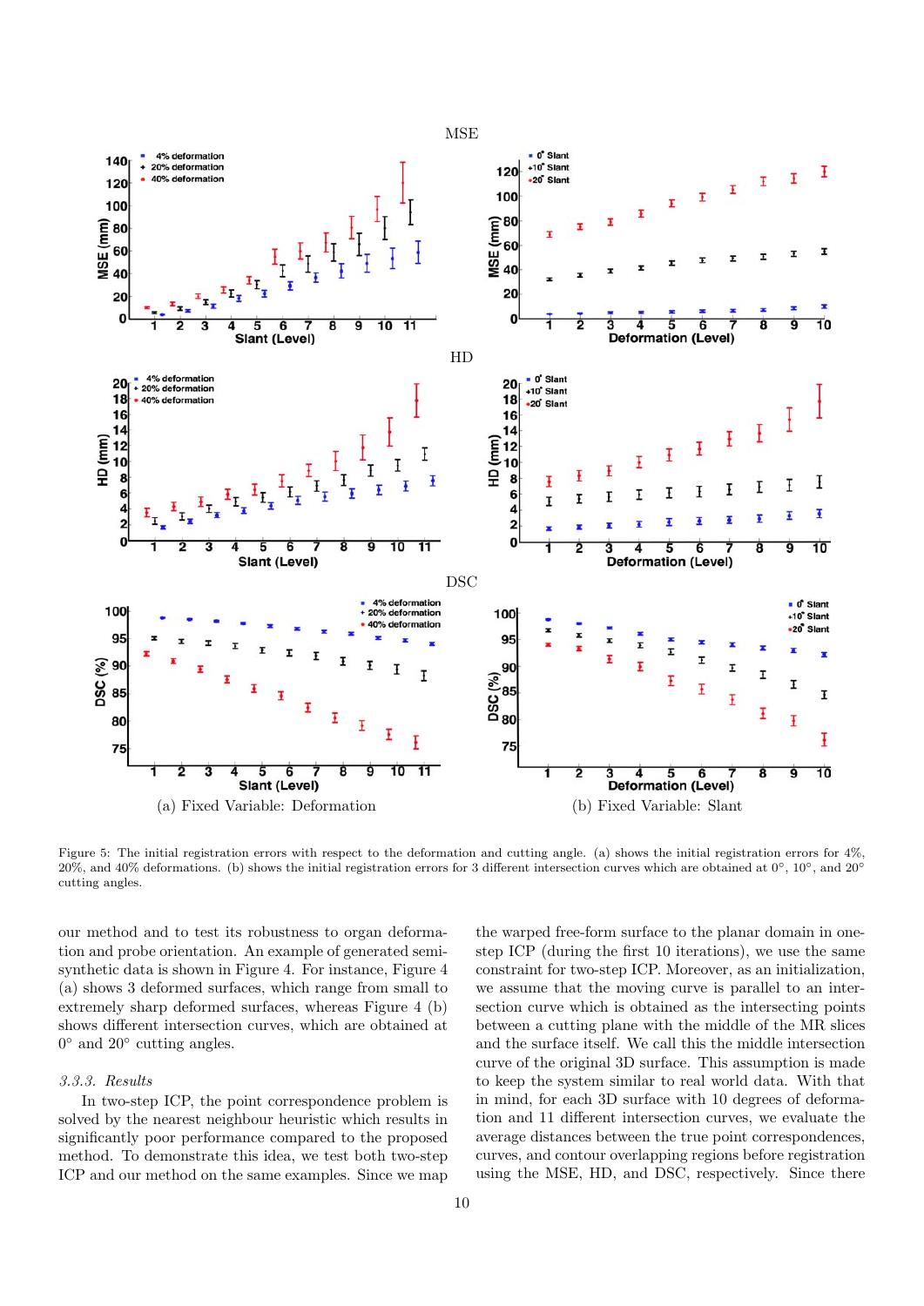Figure 5: The initial registration errors with respect to the deformation and cutting angle. (a) shows the initial registration errors for 4%, 20%, and 40% deformations. (b) shows the initial registration errors for 3 different intersection curves which are obtained at 0°, 10°, and 20° cutting angles.

our method and to test its robustness to organ deformation and probe orientation. An example of generated semi-synthetic data is shown in Figure 4. For instance, Figure 4 (a) shows 3 deformed surfaces, which range from small to extremely sharp deformed surfaces, whereas Figure 4 (b) shows different intersection curves, which are obtained at 0° and 20° cutting angles.

*3.3.3. Results*

In two-step ICP, the point correspondence problem is solved by the nearest neighbour heuristic which results in significantly poor performance compared to the proposed method. To demonstrate this idea, we test both two-step ICP and our method on the same examples. Since we map the warped free-form surface to the planar domain in one-step ICP (during the first 10 iterations), we use the same constraint for two-step ICP. Moreover, as an initialization, we assume that the moving curve is parallel to an intersection curve which is obtained as the intersecting points between a cutting plane with the middle of the MR slices and the surface itself. We call this the middle intersection curve of the original 3D surface. This assumption is made to keep the system similar to real world data. With that in mind, for each 3D surface with 10 degrees of deformation and 11 different intersection curves, we evaluate the average distances between the true point correspondences, curves, and contour overlapping regions before registration using the MSE, HD, and DSC, respectively. Since there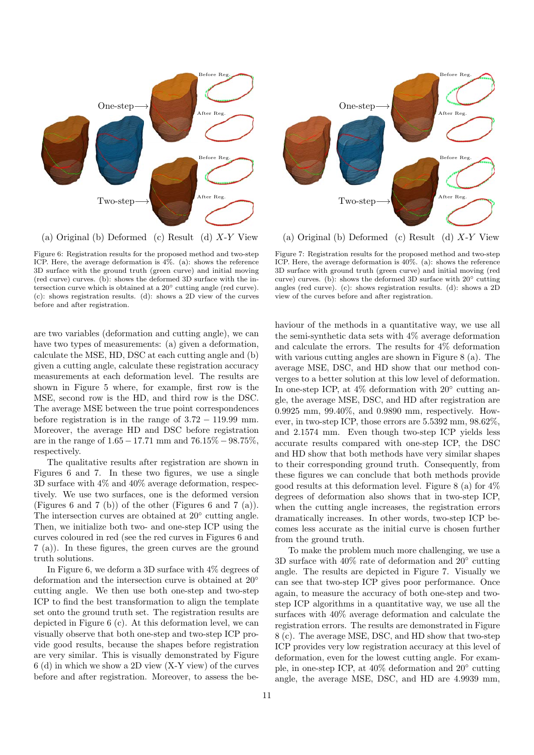(a) Original (b) Deformed (c) Result (d) $X$-$Y$ View

Figure 6: Registration results for the proposed method and two-step ICP. Here, the average deformation is 4%. (a): shows the reference 3D surface with the ground truth (green curve) and initial moving (red curve) curves. (b): shows the deformed 3D surface with the intersection curve which is obtained at a 20° cutting angle (red curve). (c): shows registration results. (d): shows a 2D view of the curves before and after registration.

(a) Original (b) Deformed (c) Result (d) $X$-$Y$ View

Figure 7: Registration results for the proposed method and two-step ICP. Here, the average deformation is 40%. (a): shows the reference 3D surface with ground truth (green curve) and initial moving (red curve) curves. (b): shows the deformed 3D surface with 20° cutting angles (red curve). (c): shows registration results. (d): shows a 2D view of the curves before and after registration.

are two variables (deformation and cutting angle), we can have two types of measurements: (a) given a deformation, calculate the MSE, HD, DSC at each cutting angle and (b) given a cutting angle, calculate these registration accuracy measurements at each deformation level. The results are shown in Figure 5 where, for example, first row is the MSE, second row is the HD, and third row is the DSC. The average MSE between the true point correspondences before registration is in the range of $3.72 - 119.99$ mm. Moreover, the average HD and DSC before registration are in the range of $1.65 - 17.71$ mm and $76.15\% - 98.75\%$, respectively.

The qualitative results after registration are shown in Figures 6 and 7. In these two figures, we use a single 3D surface with 4% and 40% average deformation, respectively. We use two surfaces, one is the deformed version (Figures 6 and 7 (b)) of the other (Figures 6 and 7 (a)). The intersection curves are obtained at 20° cutting angle. Then, we initialize both two- and one-step ICP using the curves coloured in red (see the red curves in Figures 6 and 7 (a)). In these figures, the green curves are the ground truth solutions.

In Figure 6, we deform a 3D surface with 4% degrees of deformation and the intersection curve is obtained at 20° cutting angle. We then use both one-step and two-step ICP to find the best transformation to align the template set onto the ground truth set. The registration results are depicted in Figure 6 (c). At this deformation level, we can visually observe that both one-step and two-step ICP provide good results, because the shapes before registration are very similar. This is visually demonstrated by Figure 6 (d) in which we show a 2D view (X-Y view) of the curves before and after registration. Moreover, to assess the behaviour of the methods in a quantitative way, we use all the semi-synthetic data sets with 4% average deformation and calculate the errors. The results for 4% deformation with various cutting angles are shown in Figure 8 (a). The average MSE, DSC, and HD show that our method converges to a better solution at this low level of deformation. In one-step ICP, at 4% deformation with 20° cutting angle, the average MSE, DSC, and HD after registration are 0.9925 mm, 99.40%, and 0.9890 mm, respectively. However, in two-step ICP, those errors are 5.5392 mm, 98.62%, and 2.1574 mm. Even though two-step ICP yields less accurate results compared with one-step ICP, the DSC and HD show that both methods have very similar shapes to their corresponding ground truth. Consequently, from these figures we can conclude that both methods provide good results at this deformation level. Figure 8 (a) for 4% degrees of deformation also shows that in two-step ICP, when the cutting angle increases, the registration errors dramatically increases. In other words, two-step ICP becomes less accurate as the initial curve is chosen further from the ground truth.

To make the problem much more challenging, we use a 3D surface with 40% rate of deformation and 20° cutting angle. The results are depicted in Figure 7. Visually we can see that two-step ICP gives poor performance. Once again, to measure the accuracy of both one-step and two-step ICP algorithms in a quantitative way, we use all the surfaces with 40% average deformation and calculate the registration errors. The results are demonstrated in Figure 8 (c). The average MSE, DSC, and HD show that two-step ICP provides very low registration accuracy at this level of deformation, even for the lowest cutting angle. For example, in one-step ICP, at 40% deformation and 20° cutting angle, the average MSE, DSC, and HD are 4.9939 mm,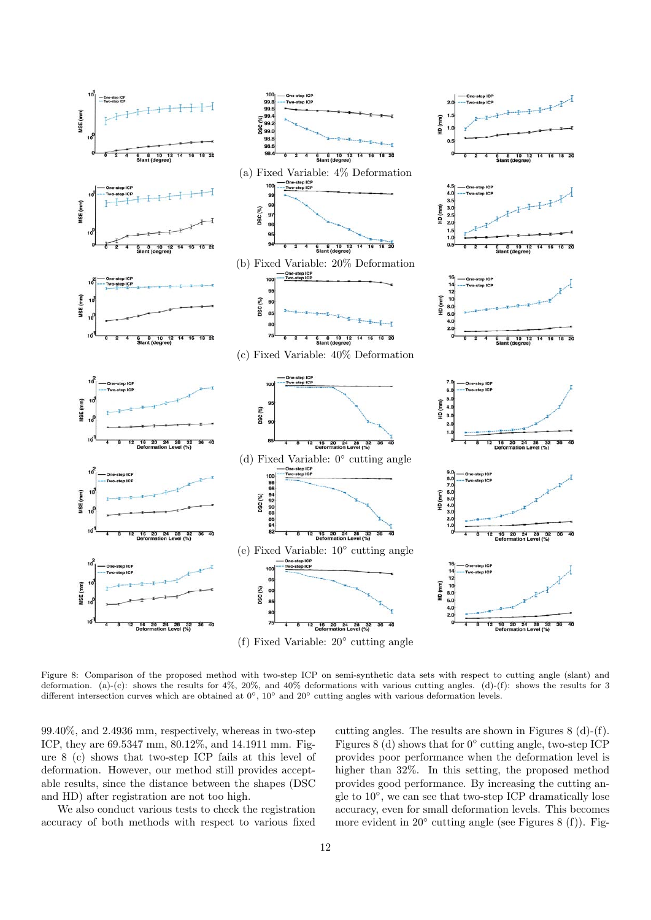(a) Fixed Variable: 4% Deformation

(b) Fixed Variable: 20% Deformation

(c) Fixed Variable: 40% Deformation

(d) Fixed Variable: 0° cutting angle

(e) Fixed Variable: 10° cutting angle

(f) Fixed Variable: 20° cutting angle

Figure 8: Comparison of the proposed method with two-step ICP on semi-synthetic data sets with respect to cutting angle (slant) and deformation. (a)-(c): shows the results for 4%, 20%, and 40% deformations with various cutting angles. (d)-(f): shows the results for 3 different intersection curves which are obtained at 0°, 10° and 20° cutting angles with various deformation levels.

99.40%, and 2.4936 mm, respectively, whereas in two-step ICP, they are 69.5347 mm, 80.12%, and 14.1911 mm. Figure 8 (c) shows that two-step ICP fails at this level of deformation. However, our method still provides acceptable results, since the distance between the shapes (DSC and HD) after registration are not too high.

We also conduct various tests to check the registration accuracy of both methods with respect to various fixed cutting angles. The results are shown in Figures 8 (d)-(f). Figures 8 (d) shows that for 0° cutting angle, two-step ICP provides poor performance when the deformation level is higher than 32%. In this setting, the proposed method provides good performance. By increasing the cutting angle to 10°, we can see that two-step ICP dramatically lose accuracy, even for small deformation levels. This becomes more evident in 20° cutting angle (see Figures 8 (f)). Fig-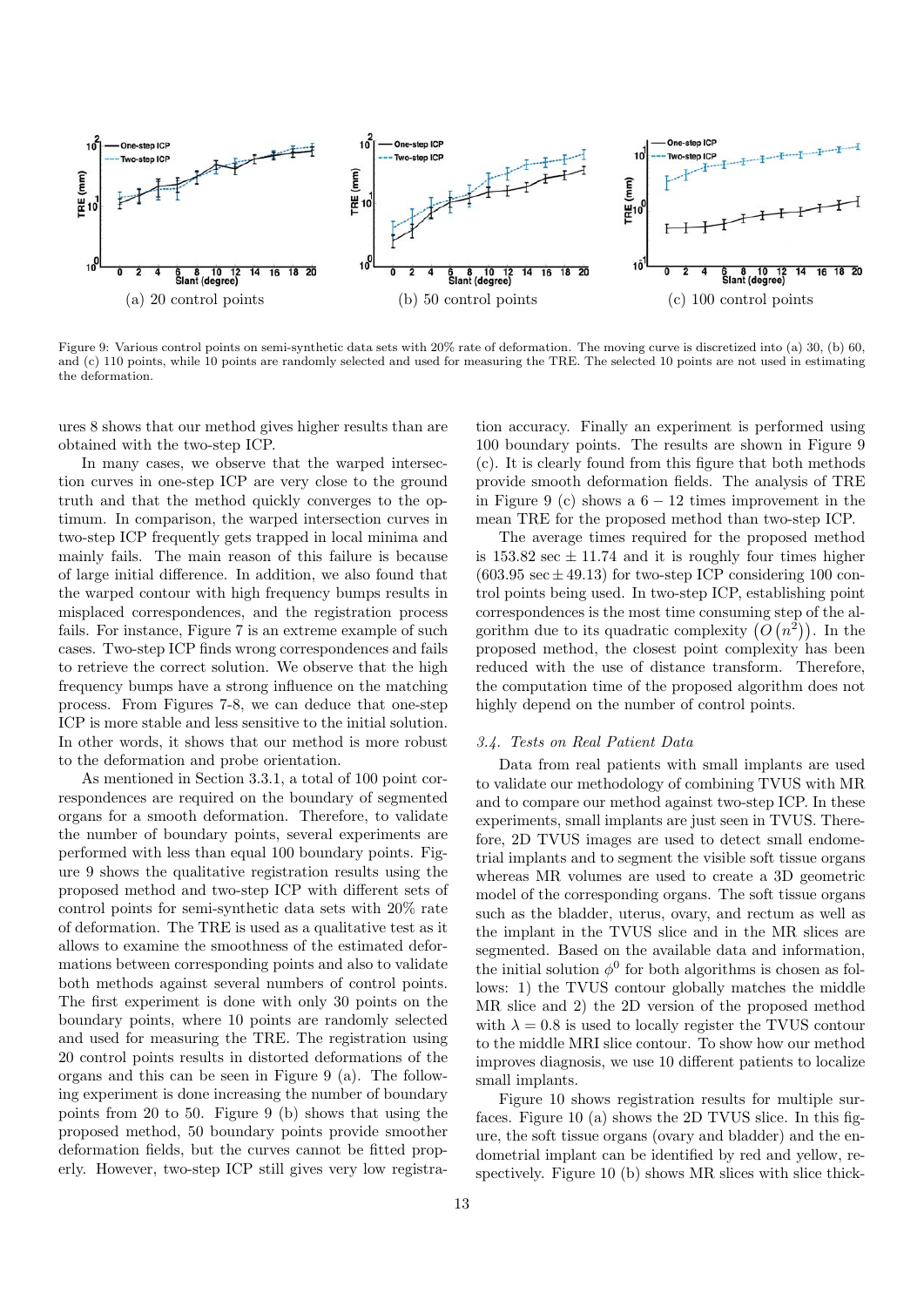(a) 20 control points

(b) 50 control points

(c) 100 control points

Figure 9: Various control points on semi-synthetic data sets with 20% rate of deformation. The moving curve is discretized into (a) 30, (b) 60, and (c) 110 points, while 10 points are randomly selected and used for measuring the TRE. The selected 10 points are not used in estimating the deformation.

ures 8 shows that our method gives higher results than are obtained with the two-step ICP.

In many cases, we observe that the warped intersection curves in one-step ICP are very close to the ground truth and that the method quickly converges to the optimum. In comparison, the warped intersection curves in two-step ICP frequently gets trapped in local minima and mainly fails. The main reason of this failure is because of large initial difference. In addition, we also found that the warped contour with high frequency bumps results in misplaced correspondences, and the registration process fails. For instance, Figure 7 is an extreme example of such cases. Two-step ICP finds wrong correspondences and fails to retrieve the correct solution. We observe that the high frequency bumps have a strong influence on the matching process. From Figures 7-8, we can deduce that one-step ICP is more stable and less sensitive to the initial solution. In other words, it shows that our method is more robust to the deformation and probe orientation.

As mentioned in Section 3.3.1, a total of 100 point correspondences are required on the boundary of segmented organs for a smooth deformation. Therefore, to validate the number of boundary points, several experiments are performed with less than equal 100 boundary points. Figure 9 shows the qualitative registration results using the proposed method and two-step ICP with different sets of control points for semi-synthetic data sets with 20% rate of deformation. The TRE is used as a qualitative test as it allows to examine the smoothness of the estimated deformations between corresponding points and also to validate both methods against several numbers of control points. The first experiment is done with only 30 points on the boundary points, where 10 points are randomly selected and used for measuring the TRE. The registration using 20 control points results in distorted deformations of the organs and this can be seen in Figure 9 (a). The following experiment is done increasing the number of boundary points from 20 to 50. Figure 9 (b) shows that using the proposed method, 50 boundary points provide smoother deformation fields, but the curves cannot be fitted properly. However, two-step ICP still gives very low registration accuracy. Finally an experiment is performed using 100 boundary points. The results are shown in Figure 9 (c). It is clearly found from this figure that both methods provide smooth deformation fields. The analysis of TRE in Figure 9 (c) shows a $6-12$ times improvement in the mean TRE for the proposed method than two-step ICP.

The average times required for the proposed method is 153.82 sec $\pm$ 11.74 and it is roughly four times higher (603.95 sec $\pm$ 49.13) for two-step ICP considering 100 control points being used. In two-step ICP, establishing point correspondences is the most time consuming step of the algorithm due to its quadratic complexity $\left(O\left(n^2\right)\right)$. In the proposed method, the closest point complexity has been reduced with the use of distance transform. Therefore, the computation time of the proposed algorithm does not highly depend on the number of control points.

### *3.4. Tests on Real Patient Data*

Data from real patients with small implants are used to validate our methodology of combining TVUS with MR and to compare our method against two-step ICP. In these experiments, small implants are just seen in TVUS. Therefore, 2D TVUS images are used to detect small endometrial implants and to segment the visible soft tissue organs whereas MR volumes are used to create a 3D geometric model of the corresponding organs. The soft tissue organs such as the bladder, uterus, ovary, and rectum as well as the implant in the TVUS slice and in the MR slices are segmented. Based on the available data and information, the initial solution $\phi^0$ for both algorithms is chosen as follows: 1) the TVUS contour globally matches the middle MR slice and 2) the 2D version of the proposed method with $\lambda = 0.8$ is used to locally register the TVUS contour to the middle MRI slice contour. To show how our method improves diagnosis, we use 10 different patients to localize small implants.

Figure 10 shows registration results for multiple surfaces. Figure 10 (a) shows the 2D TVUS slice. In this figure, the soft tissue organs (ovary and bladder) and the endometrial implant can be identified by red and yellow, respectively. Figure 10 (b) shows MR slices with slice thick-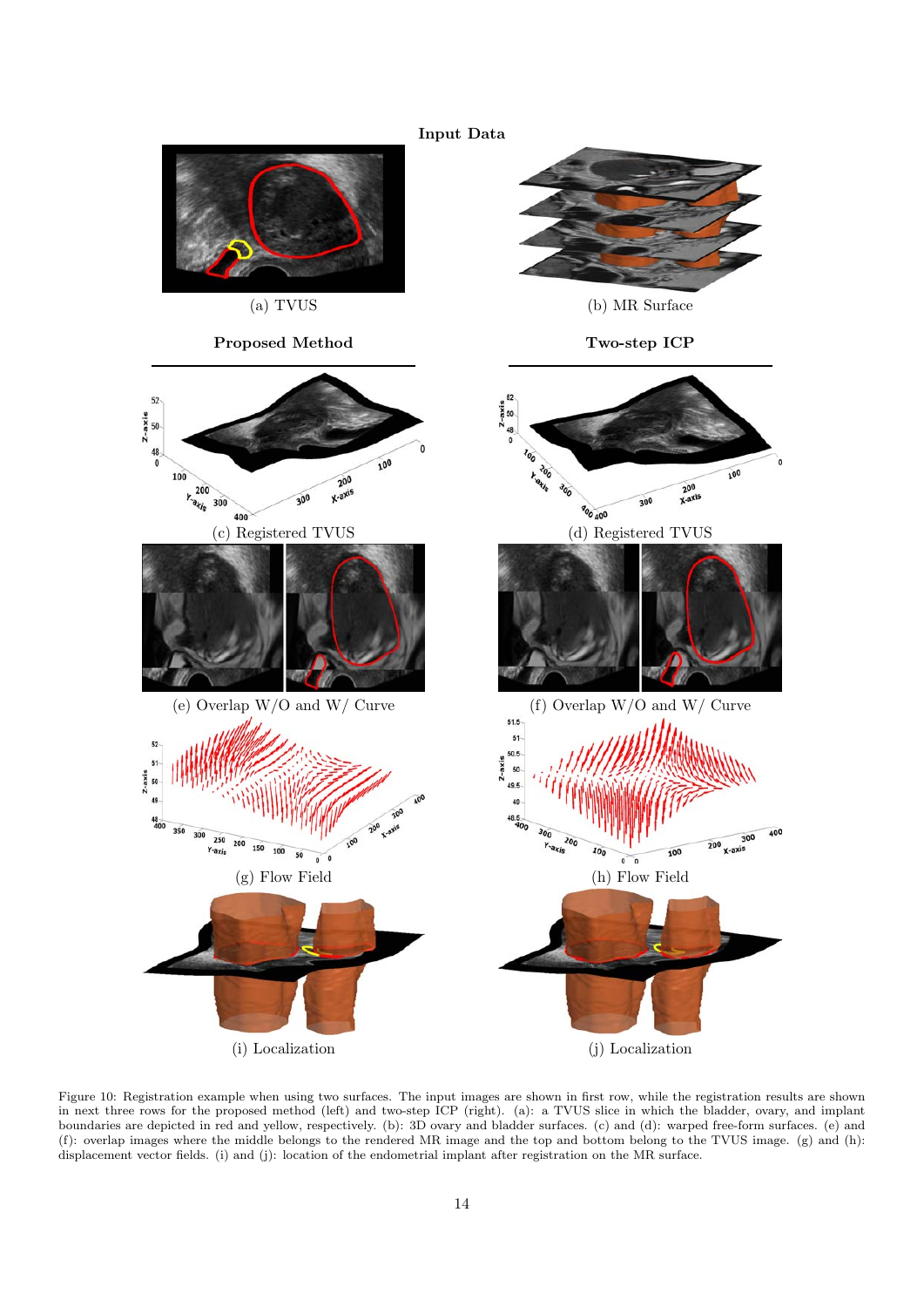Figure 10: Registration example when using two surfaces. The input images are shown in first row, while the registration results are shown in next three rows for the proposed method (left) and two-step ICP (right). (a): a TVUS slice in which the bladder, ovary, and implant boundaries are depicted in red and yellow, respectively. (b): 3D ovary and bladder surfaces. (c) and (d): warped free-form surfaces. (e) and (f): overlap images where the middle belongs to the rendered MR image and the top and bottom belong to the TVUS image. (g) and (h): displacement vector fields. (i) and (j): location of the endometrial implant after registration on the MR surface.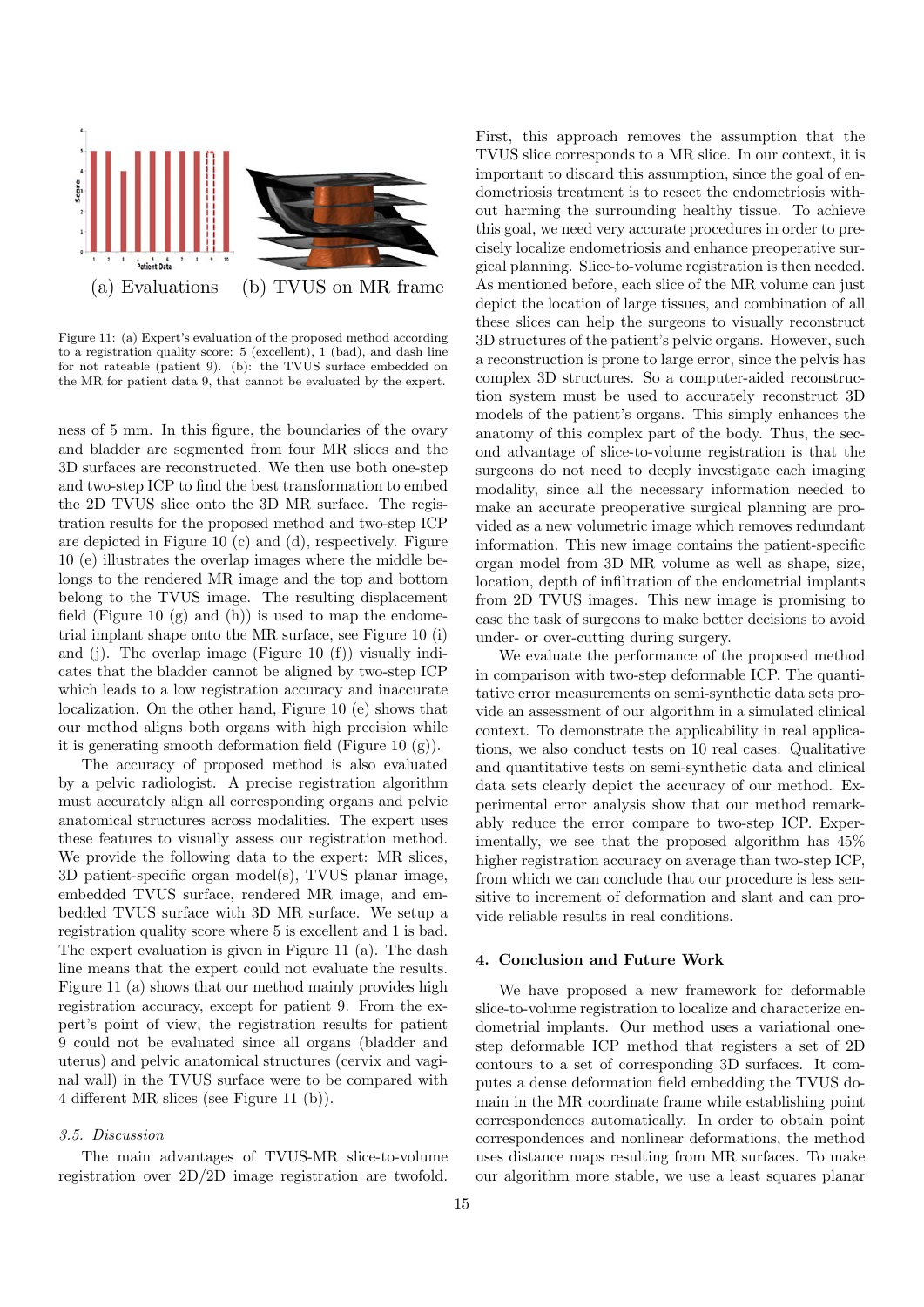(a) Evaluations (b) TVUS on MR frame

Figure 11: (a) Expert's evaluation of the proposed method according to a registration quality score: 5 (excellent), 1 (bad), and dash line for not rateable (patient 9). (b): the TVUS surface embedded on the MR for patient data 9, that cannot be evaluated by the expert.

ness of 5 mm. In this figure, the boundaries of the ovary and bladder are segmented from four MR slices and the 3D surfaces are reconstructed. We then use both one-step and two-step ICP to find the best transformation to embed the 2D TVUS slice onto the 3D MR surface. The registration results for the proposed method and two-step ICP are depicted in Figure 10 (c) and (d), respectively. Figure 10 (e) illustrates the overlap images where the middle belongs to the rendered MR image and the top and bottom belong to the TVUS image. The resulting displacement field (Figure 10 (g) and (h)) is used to map the endometrial implant shape onto the MR surface, see Figure 10 (i) and (j). The overlap image (Figure 10 (f)) visually indicates that the bladder cannot be aligned by two-step ICP which leads to a low registration accuracy and inaccurate localization. On the other hand, Figure 10 (e) shows that our method aligns both organs with high precision while it is generating smooth deformation field (Figure 10 (g)).

The accuracy of proposed method is also evaluated by a pelvic radiologist. A precise registration algorithm must accurately align all corresponding organs and pelvic anatomical structures across modalities. The expert uses these features to visually assess our registration method. We provide the following data to the expert: MR slices, 3D patient-specific organ model(s), TVUS planar image, embedded TVUS surface, rendered MR image, and embedded TVUS surface with 3D MR surface. We setup a registration quality score where 5 is excellent and 1 is bad. The expert evaluation is given in Figure 11 (a). The dash line means that the expert could not evaluate the results. Figure 11 (a) shows that our method mainly provides high registration accuracy, except for patient 9. From the expert's point of view, the registration results for patient 9 could not be evaluated since all organs (bladder and uterus) and pelvic anatomical structures (cervix and vaginal wall) in the TVUS surface were to be compared with 4 different MR slices (see Figure 11 (b)).

### 3.5. Discussion

The main advantages of TVUS-MR slice-to-volume registration over 2D/2D image registration are twofold. First, this approach removes the assumption that the TVUS slice corresponds to a MR slice. In our context, it is important to discard this assumption, since the goal of endometriosis treatment is to resect the endometriosis without harming the surrounding healthy tissue. To achieve this goal, we need very accurate procedures in order to precisely localize endometriosis and enhance preoperative surgical planning. Slice-to-volume registration is then needed. As mentioned before, each slice of the MR volume can just depict the location of large tissues, and combination of all these slices can help the surgeons to visually reconstruct 3D structures of the patient's pelvic organs. However, such a reconstruction is prone to large error, since the pelvis has complex 3D structures. So a computer-aided reconstruction system must be used to accurately reconstruct 3D models of the patient's organs. This simply enhances the anatomy of this complex part of the body. Thus, the second advantage of slice-to-volume registration is that the surgeons do not need to deeply investigate each imaging modality, since all the necessary information needed to make an accurate preoperative surgical planning are provided as a new volumetric image which removes redundant information. This new image contains the patient-specific organ model from 3D MR volume as well as shape, size, location, depth of infiltration of the endometrial implants from 2D TVUS images. This new image is promising to ease the task of surgeons to make better decisions to avoid under- or over-cutting during surgery.

We evaluate the performance of the proposed method in comparison with two-step deformable ICP. The quantitative error measurements on semi-synthetic data sets provide an assessment of our algorithm in a simulated clinical context. To demonstrate the applicability in real applications, we also conduct tests on 10 real cases. Qualitative and quantitative tests on semi-synthetic data and clinical data sets clearly depict the accuracy of our method. Experimental error analysis show that our method remarkably reduce the error compare to two-step ICP. Experimentally, we see that the proposed algorithm has 45% higher registration accuracy on average than two-step ICP, from which we can conclude that our procedure is less sensitive to increment of deformation and slant and can provide reliable results in real conditions.

## 4. Conclusion and Future Work

We have proposed a new framework for deformable slice-to-volume registration to localize and characterize endometrial implants. Our method uses a variational one-step deformable ICP method that registers a set of 2D contours to a set of corresponding 3D surfaces. It computes a dense deformation field embedding the TVUS domain in the MR coordinate frame while establishing point correspondences automatically. In order to obtain point correspondences and nonlinear deformations, the method uses distance maps resulting from MR surfaces. To make our algorithm more stable, we use a least squares planar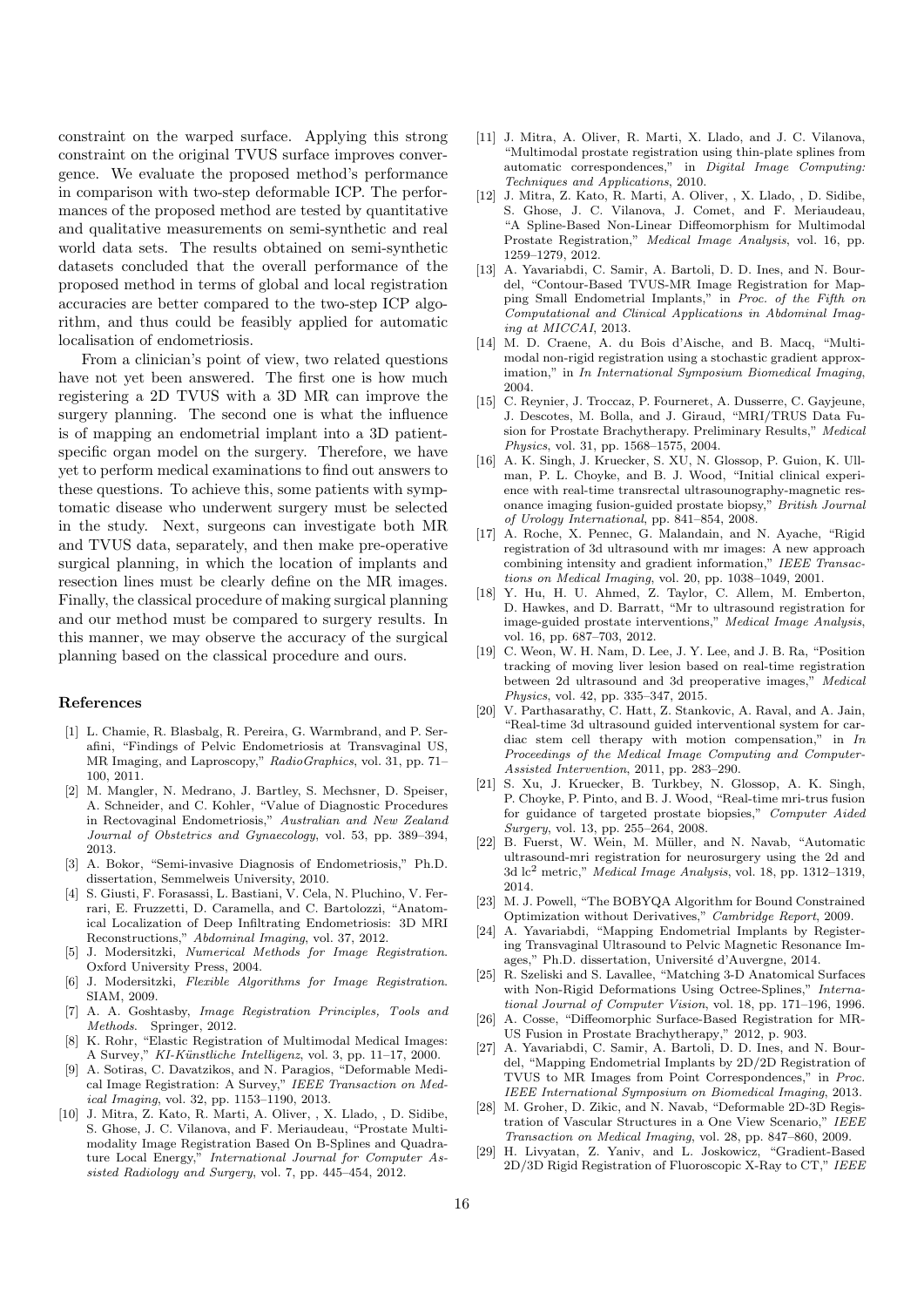constraint on the warped surface. Applying this strong constraint on the original TVUS surface improves convergence. We evaluate the proposed method's performance in comparison with two-step deformable ICP. The performances of the proposed method are tested by quantitative and qualitative measurements on semi-synthetic and real world data sets. The results obtained on semi-synthetic datasets concluded that the overall performance of the proposed method in terms of global and local registration accuracies are better compared to the two-step ICP algorithm, and thus could be feasibly applied for automatic localisation of endometriosis.

From a clinician's point of view, two related questions have not yet been answered. The first one is how much registering a 2D TVUS with a 3D MR can improve the surgery planning. The second one is what the influence is of mapping an endometrial implant into a 3D patient-specific organ model on the surgery. Therefore, we have yet to perform medical examinations to find out answers to these questions. To achieve this, some patients with symptomatic disease who underwent surgery must be selected in the study. Next, surgeons can investigate both MR and TVUS data, separately, and then make pre-operative surgical planning, in which the location of implants and resection lines must be clearly define on the MR images. Finally, the classical procedure of making surgical planning and our method must be compared to surgery results. In this manner, we may observe the accuracy of the surgical planning based on the classical procedure and ours.

## References

[1] L. Chamie, R. Blasbalg, R. Pereira, G. Warmbrand, and P. Serafini, "Findings of Pelvic Endometriosis at Transvaginal US, MR Imaging, and Laproscopy," *RadioGraphics*, vol. 31, pp. 71–100, 2011.

[2] M. Mangler, N. Medrano, J. Bartley, S. Mechsner, D. Speiser, A. Schneider, and C. Kohler, "Value of Diagnostic Procedures in Rectovaginal Endometriosis," *Australian and New Zealand Journal of Obstetrics and Gynaecology*, vol. 53, pp. 389–394, 2013.

[3] A. Bokor, "Semi-invasive Diagnosis of Endometriosis," Ph.D. dissertation, Semmelweis University, 2010.

[4] S. Giusti, F. Forasassi, L. Bastiani, V. Cela, N. Pluchino, V. Ferrari, E. Fruzzetti, D. Caramella, and C. Bartolozzi, "Anatomical Localization of Deep Infiltrating Endometriosis: 3D MRI Reconstructions," *Abdominal Imaging*, vol. 37, 2012.

[5] J. Modersitzki, *Numerical Methods for Image Registration*. Oxford University Press, 2004.

[6] J. Modersitzki, *Flexible Algorithms for Image Registration*. SIAM, 2009.

[7] A. A. Goshtasby, *Image Registration Principles, Tools and Methods*. Springer, 2012.

[8] K. Rohr, "Elastic Registration of Multimodal Medical Images: A Survey," *KI-Künstliche Intelligenz*, vol. 3, pp. 11–17, 2000.

[9] A. Sotiras, C. Davatzikos, and N. Paragios, "Deformable Medical Image Registration: A Survey," *IEEE Transaction on Medical Imaging*, vol. 32, pp. 1153–1190, 2013.

[10] J. Mitra, Z. Kato, R. Marti, A. Oliver, , X. Llado, , D. Sidibe, S. Ghose, J. C. Vilanova, and F. Meriaudeau, "Prostate Multimodality Image Registration Based On B-Splines and Quadrature Local Energy," *International Journal for Computer Assisted Radiology and Surgery*, vol. 7, pp. 445–454, 2012.

[11] J. Mitra, A. Oliver, R. Marti, X. Llado, and J. C. Vilanova, "Multimodal prostate registration using thin-plate splines from automatic correspondences," in *Digital Image Computing: Techniques and Applications*, 2010.

[12] J. Mitra, Z. Kato, R. Marti, A. Oliver, , X. Llado, , D. Sidibe, S. Ghose, J. C. Vilanova, J. Comet, and F. Meriaudeau, "A Spline-Based Non-Linear Diffeomorphism for Multimodal Prostate Registration," *Medical Image Analysis*, vol. 16, pp. 1259–1279, 2012.

[13] A. Yavariabdi, C. Samir, A. Bartoli, D. D. Ines, and N. Bourdel, "Contour-Based TVUS-MR Image Registration for Mapping Small Endometrial Implants," in *Proc. of the Fifth on Computational and Clinical Applications in Abdominal Imaging at MICCAI*, 2013.

[14] M. D. Craene, A. du Bois d'Aische, and B. Macq, "Multimodal non-rigid registration using a stochastic gradient approximation," in *In International Symposium Biomedical Imaging*, 2004.

[15] C. Reynier, J. Troccaz, P. Fourneret, A. Dusserre, C. Gayjeune, J. Descotes, M. Bolla, and J. Giraud, "MRI/TRUS Data Fusion for Prostate Brachytherapy. Preliminary Results," *Medical Physics*, vol. 31, pp. 1568–1575, 2004.

[16] A. K. Singh, J. Kruecker, S. XU, N. Glossop, P. Guion, K. Ullman, P. L. Choyke, and B. J. Wood, "Initial clinical experience with real-time transrectal ultrasounography-magnetic resonance imaging fusion-guided prostate biopsy," *British Journal of Urology International*, pp. 841–854, 2008.

[17] A. Roche, X. Pennec, G. Malandain, and N. Ayache, "Rigid registration of 3d ultrasound with mr images: A new approach combining intensity and gradient information," *IEEE Transactions on Medical Imaging*, vol. 20, pp. 1038–1049, 2001.

[18] Y. Hu, H. U. Ahmed, Z. Taylor, C. Allem, M. Emberton, D. Hawkes, and D. Barratt, "Mr to ultrasound registration for image-guided prostate interventions," *Medical Image Analysis*, vol. 16, pp. 687–703, 2012.

[19] C. Weon, W. H. Nam, D. Lee, J. Y. Lee, and J. B. Ra, "Position tracking of moving liver lesion based on real-time registration between 2d ultrasound and 3d preoperative images," *Medical Physics*, vol. 42, pp. 335–347, 2015.

[20] V. Parthasarathy, C. Hatt, Z. Stankovic, A. Raval, and A. Jain, "Real-time 3d ultrasound guided interventional system for cardiac stem cell therapy with motion compensation," in *In Proceedings of the Medical Image Computing and Computer-Assisted Intervention*, 2011, pp. 283–290.

[21] S. Xu, J. Kruecker, B. Turkbey, N. Glossop, A. K. Singh, P. Choyke, P. Pinto, and B. J. Wood, "Real-time mri-trus fusion for guidance of targeted prostate biopsies," *Computer Aided Surgery*, vol. 13, pp. 255–264, 2008.

[22] B. Fuerst, W. Wein, M. Müller, and N. Navab, "Automatic ultrasound-mri registration for neurosurgery using the 2d and 3d lc$^2$ metric," *Medical Image Analysis*, vol. 18, pp. 1312–1319, 2014.

[23] M. J. Powell, "The BOBYQA Algorithm for Bound Constrained Optimization without Derivatives," *Cambridge Report*, 2009.

[24] A. Yavariabdi, "Mapping Endometrial Implants by Registering Transvaginal Ultrasound to Pelvic Magnetic Resonance Images," Ph.D. dissertation, Université d'Auvergne, 2014.

[25] R. Szeliski and S. Lavallee, "Matching 3-D Anatomical Surfaces with Non-Rigid Deformations Using Octree-Splines," *International Journal of Computer Vision*, vol. 18, pp. 171–196, 1996.

[26] A. Cosse, "Diffeomorphic Surface-Based Registration for MR-US Fusion in Prostate Brachytherapy," 2012, p. 903.

[27] A. Yavariabdi, C. Samir, A. Bartoli, D. D. Ines, and N. Bourdel, "Mapping Endometrial Implants by 2D/2D Registration of TVUS to MR Images from Point Correspondences," in *Proc. IEEE International Symposium on Biomedical Imaging*, 2013.

[28] M. Groher, D. Zikic, and N. Navab, "Deformable 2D-3D Registration of Vascular Structures in a One View Scenario," *IEEE Transaction on Medical Imaging*, vol. 28, pp. 847–860, 2009.

[29] H. Livyatan, Z. Yaniv, and L. Joskowicz, "Gradient-Based 2D/3D Rigid Registration of Fluoroscopic X-Ray to CT," *IEEE*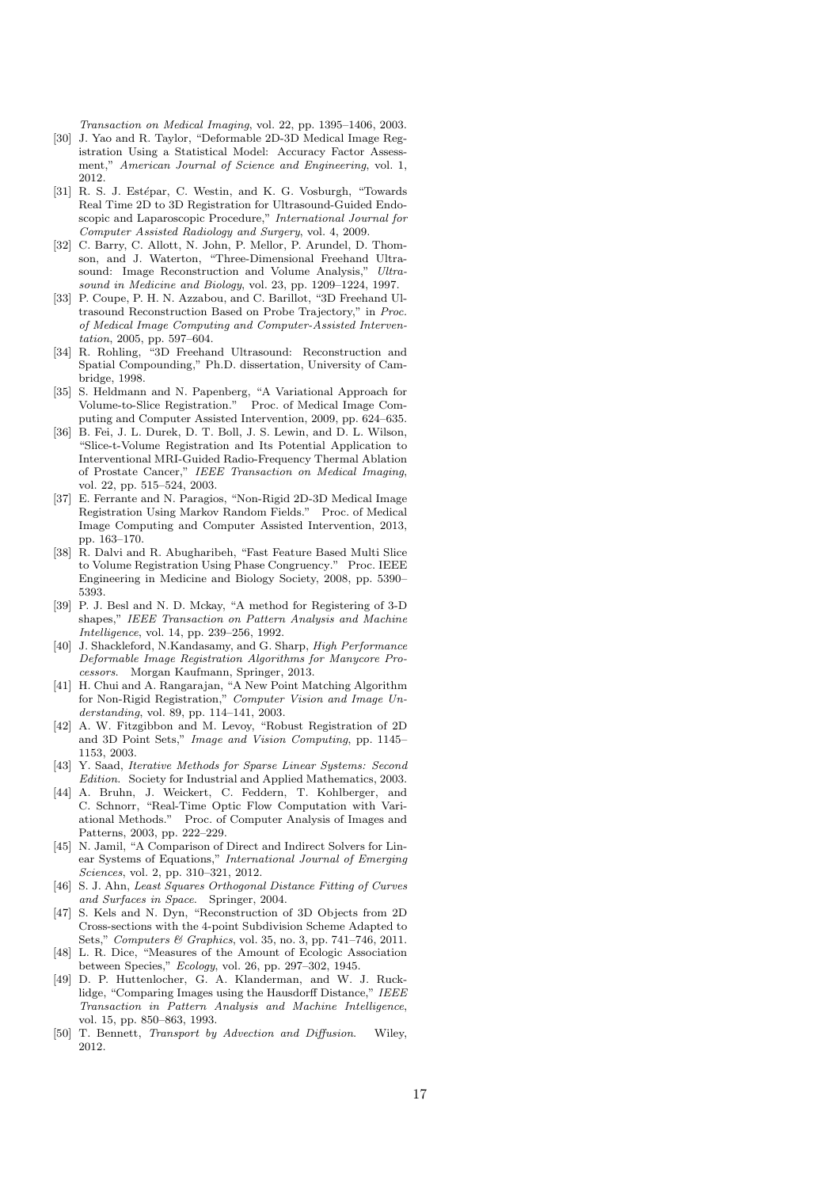*Transaction on Medical Imaging*, vol. 22, pp. 1395–1406, 2003.

[30] J. Yao and R. Taylor, "Deformable 2D-3D Medical Image Registration Using a Statistical Model: Accuracy Factor Assessment," *American Journal of Science and Engineering*, vol. 1, 2012.

[31] R. S. J. Estépar, C. Westin, and K. G. Vosburgh, "Towards Real Time 2D to 3D Registration for Ultrasound-Guided Endoscopic and Laparoscopic Procedure," *International Journal for Computer Assisted Radiology and Surgery*, vol. 4, 2009.

[32] C. Barry, C. Allott, N. John, P. Mellor, P. Arundel, D. Thomson, and J. Waterton, "Three-Dimensional Freehand Ultrasound: Image Reconstruction and Volume Analysis," *Ultrasound in Medicine and Biology*, vol. 23, pp. 1209–1224, 1997.

[33] P. Coupe, P. H. N. Azzabou, and C. Barillot, "3D Freehand Ultrasound Reconstruction Based on Probe Trajectory," in *Proc. of Medical Image Computing and Computer-Assisted Interventation*, 2005, pp. 597–604.

[34] R. Rohling, "3D Freehand Ultrasound: Reconstruction and Spatial Compounding," Ph.D. dissertation, University of Cambridge, 1998.

[35] S. Heldmann and N. Papenberg, "A Variational Approach for Volume-to-Slice Registration." Proc. of Medical Image Computing and Computer Assisted Intervention, 2009, pp. 624–635.

[36] B. Fei, J. L. Durek, D. T. Boll, J. S. Lewin, and D. L. Wilson, "Slice-t-Volume Registration and Its Potential Application to Interventional MRI-Guided Radio-Frequency Thermal Ablation of Prostate Cancer," *IEEE Transaction on Medical Imaging*, vol. 22, pp. 515–524, 2003.

[37] E. Ferrante and N. Paragios, "Non-Rigid 2D-3D Medical Image Registration Using Markov Random Fields." Proc. of Medical Image Computing and Computer Assisted Intervention, 2013, pp. 163–170.

[38] R. Dalvi and R. Abugharibeh, "Fast Feature Based Multi Slice to Volume Registration Using Phase Congruency." Proc. IEEE Engineering in Medicine and Biology Society, 2008, pp. 5390–5393.

[39] P. J. Besl and N. D. Mckay, "A method for Registering of 3-D shapes," *IEEE Transaction on Pattern Analysis and Machine Intelligence*, vol. 14, pp. 239–256, 1992.

[40] J. Shackleford, N.Kandasamy, and G. Sharp, *High Performance Deformable Image Registration Algorithms for Manycore Processors.* Morgan Kaufmann, Springer, 2013.

[41] H. Chui and A. Rangarajan, "A New Point Matching Algorithm for Non-Rigid Registration," *Computer Vision and Image Understanding*, vol. 89, pp. 114–141, 2003.

[42] A. W. Fitzgibbon and M. Levoy, "Robust Registration of 2D and 3D Point Sets," *Image and Vision Computing*, pp. 1145–1153, 2003.

[43] Y. Saad, *Iterative Methods for Sparse Linear Systems: Second Edition.* Society for Industrial and Applied Mathematics, 2003.

[44] A. Bruhn, J. Weickert, C. Feddern, T. Kohlberger, and C. Schnorr, "Real-Time Optic Flow Computation with Variational Methods." Proc. of Computer Analysis of Images and Patterns, 2003, pp. 222–229.

[45] N. Jamil, "A Comparison of Direct and Indirect Solvers for Linear Systems of Equations," *International Journal of Emerging Sciences*, vol. 2, pp. 310–321, 2012.

[46] S. J. Ahn, *Least Squares Orthogonal Distance Fitting of Curves and Surfaces in Space.* Springer, 2004.

[47] S. Kels and N. Dyn, "Reconstruction of 3D Objects from 2D Cross-sections with the 4-point Subdivision Scheme Adapted to Sets," *Computers & Graphics*, vol. 35, no. 3, pp. 741–746, 2011.

[48] L. R. Dice, "Measures of the Amount of Ecologic Association between Species," *Ecology*, vol. 26, pp. 297–302, 1945.

[49] D. P. Huttenlocher, G. A. Klanderman, and W. J. Rucklidge, "Comparing Images using the Hausdorff Distance," *IEEE Transaction in Pattern Analysis and Machine Intelligence*, vol. 15, pp. 850–863, 1993.

[50] T. Bennett, *Transport by Advection and Diffusion.* Wiley, 2012.